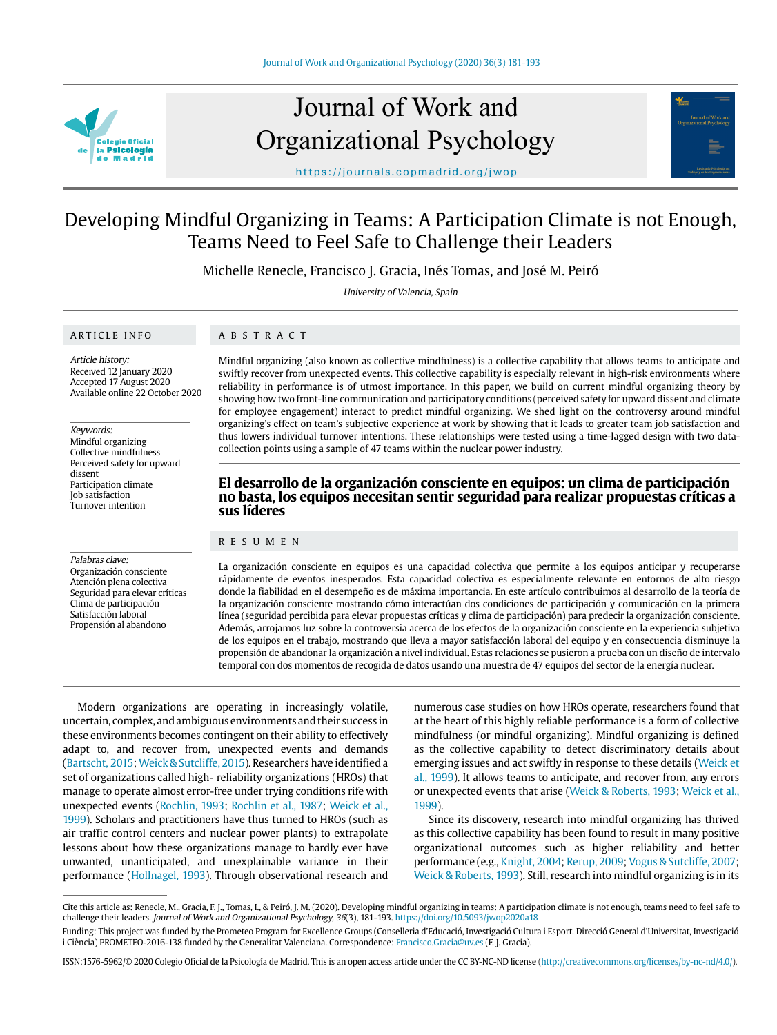# Developing Mindful Organizing in Teams: A Participation Climate is not Enough, Teams Need to Feel Safe to Challenge their Leaders

Michelle Renecle, Francisco J. Gracia, Inés Tomas, and José M. Peiró

*University of Valencia, Spain*

## ARTICLE INFO

*Article history:*
Received 12 January 2020
Accepted 17 August 2020
Available online 22 October 2020

*Keywords:*
Mindful organizing
Collective mindfulness
Perceived safety for upward dissent
Participation climate
Job satisfaction
Turnover intention

*Palabras clave:*
Organización consciente
Atención plena colectiva
Seguridad para elevar críticas
Clima de participación
Satisfacción laboral
Propensión al abandono

## ABSTRACT

Mindful organizing (also known as collective mindfulness) is a collective capability that allows teams to anticipate and swiftly recover from unexpected events. This collective capability is especially relevant in high-risk environments where reliability in performance is of utmost importance. In this paper, we build on current mindful organizing theory by showing how two front-line communication and participatory conditions (perceived safety for upward dissent and climate for employee engagement) interact to predict mindful organizing. We shed light on the controversy around mindful organizing's effect on team's subjective experience at work by showing that it leads to greater team job satisfaction and thus lowers individual turnover intentions. These relationships were tested using a time-lagged design with two data-collection points using a sample of 47 teams within the nuclear power industry.

## El desarrollo de la organización consciente en equipos: un clima de participación no basta, los equipos necesitan sentir seguridad para realizar propuestas críticas a sus líderes

## RESUMEN

La organización consciente en equipos es una capacidad colectiva que permite a los equipos anticipar y recuperarse rápidamente de eventos inesperados. Esta capacidad colectiva es especialmente relevante en entornos de alto riesgo donde la fiabilidad en el desempeño es de máxima importancia. En este artículo contribuimos al desarrollo de la teoría de la organización consciente mostrando cómo interactúan dos condiciones de participación y comunicación en la primera línea (seguridad percibida para elevar propuestas críticas y clima de participación) para predecir la organización consciente. Además, arrojamos luz sobre la controversia acerca de los efectos de la organización consciente en la experiencia subjetiva de los equipos en el trabajo, mostrando que lleva a mayor satisfacción laboral del equipo y en consecuencia disminuye la propensión de abandonar la organización a nivel individual. Estas relaciones se pusieron a prueba con un diseño de intervalo temporal con dos momentos de recogida de datos usando una muestra de 47 equipos del sector de la energía nuclear.

Modern organizations are operating in increasingly volatile, uncertain, complex, and ambiguous environments and their success in these environments becomes contingent on their ability to effectively adapt to, and recover from, unexpected events and demands (Bartscht, 2015; Weick & Sutcliffe, 2015). Researchers have identified a set of organizations called high- reliability organizations (HROs) that manage to operate almost error-free under trying conditions rife with unexpected events (Rochlin, 1993; Rochlin et al., 1987; Weick et al., 1999). Scholars and practitioners have thus turned to HROs (such as air traffic control centers and nuclear power plants) to extrapolate lessons about how these organizations manage to hardly ever have unwanted, unanticipated, and unexplainable variance in their performance (Hollnagel, 1993). Through observational research and numerous case studies on how HROs operate, researchers found that at the heart of this highly reliable performance is a form of collective mindfulness (or mindful organizing). Mindful organizing is defined as the collective capability to detect discriminatory details about emerging issues and act swiftly in response to these details (Weick et al., 1999). It allows teams to anticipate, and recover from, any errors or unexpected events that arise (Weick & Roberts, 1993; Weick et al., 1999).

Since its discovery, research into mindful organizing has thrived as this collective capability has been found to result in many positive organizational outcomes such as higher reliability and better performance (e.g., Knight, 2004; Rerup, 2009; Vogus & Sutcliffe, 2007; Weick & Roberts, 1993). Still, research into mindful organizing is in its

Cite this article as: Renecle, M., Gracia, F. J., Tomas, I., & Peiró, J. M. (2020). Developing mindful organizing in teams: A participation climate is not enough, teams need to feel safe to challenge their leaders. *Journal of Work and Organizational Psychology, 36*(3), 181-193. https://doi.org/10.5093/jwop2020a18

Funding: This project was funded by the Prometeo Program for Excellence Groups (Conselleria d'Educació, Investigació Cultura i Esport. Direcció General d'Universitat, Investigació i Ciència) PROMETEO-2016-138 funded by the Generalitat Valenciana. Correspondence: Francisco.Gracia@uv.es (F. J. Gracia).

ISSN:1576-5962/© 2020 Colegio Oficial de la Psicología de Madrid. This is an open access article under the CC BY-NC-ND license (http://creativecommons.org/licenses/by-nc-nd/4.0/).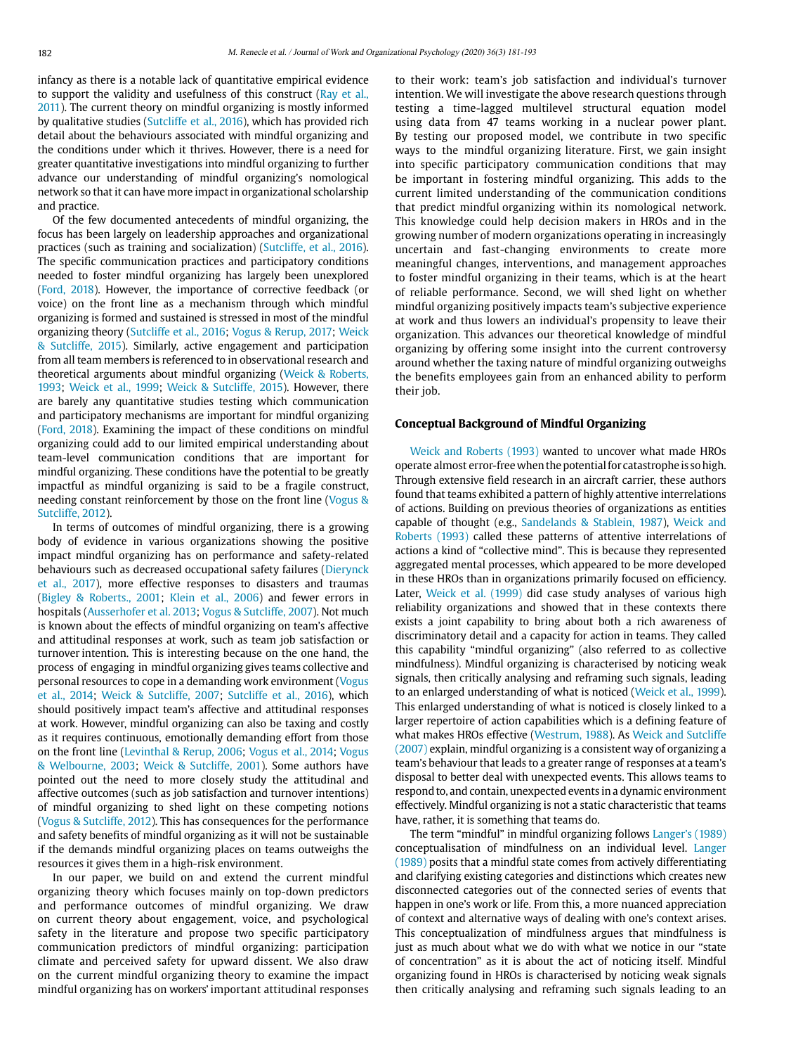infancy as there is a notable lack of quantitative empirical evidence to support the validity and usefulness of this construct (Ray et al., 2011). The current theory on mindful organizing is mostly informed by qualitative studies (Sutcliffe et al., 2016), which has provided rich detail about the behaviours associated with mindful organizing and the conditions under which it thrives. However, there is a need for greater quantitative investigations into mindful organizing to further advance our understanding of mindful organizing's nomological network so that it can have more impact in organizational scholarship and practice.

Of the few documented antecedents of mindful organizing, the focus has been largely on leadership approaches and organizational practices (such as training and socialization) (Sutcliffe, et al., 2016). The specific communication practices and participatory conditions needed to foster mindful organizing has largely been unexplored (Ford, 2018). However, the importance of corrective feedback (or voice) on the front line as a mechanism through which mindful organizing is formed and sustained is stressed in most of the mindful organizing theory (Sutcliffe et al., 2016; Vogus & Rerup, 2017; Weick & Sutcliffe, 2015). Similarly, active engagement and participation from all team members is referenced to in observational research and theoretical arguments about mindful organizing (Weick & Roberts, 1993; Weick et al., 1999; Weick & Sutcliffe, 2015). However, there are barely any quantitative studies testing which communication and participatory mechanisms are important for mindful organizing (Ford, 2018). Examining the impact of these conditions on mindful organizing could add to our limited empirical understanding about team-level communication conditions that are important for mindful organizing. These conditions have the potential to be greatly impactful as mindful organizing is said to be a fragile construct, needing constant reinforcement by those on the front line (Vogus & Sutcliffe, 2012).

In terms of outcomes of mindful organizing, there is a growing body of evidence in various organizations showing the positive impact mindful organizing has on performance and safety-related behaviours such as decreased occupational safety failures (Dierynck et al., 2017), more effective responses to disasters and traumas (Bigley & Roberts., 2001; Klein et al., 2006) and fewer errors in hospitals (Ausserhofer et al. 2013; Vogus & Sutcliffe, 2007). Not much is known about the effects of mindful organizing on team's affective and attitudinal responses at work, such as team job satisfaction or turnover intention. This is interesting because on the one hand, the process of engaging in mindful organizing gives teams collective and personal resources to cope in a demanding work environment (Vogus et al., 2014; Weick & Sutcliffe, 2007; Sutcliffe et al., 2016), which should positively impact team's affective and attitudinal responses at work. However, mindful organizing can also be taxing and costly as it requires continuous, emotionally demanding effort from those on the front line (Levinthal & Rerup, 2006; Vogus et al., 2014; Vogus & Welbourne, 2003; Weick & Sutcliffe, 2001). Some authors have pointed out the need to more closely study the attitudinal and affective outcomes (such as job satisfaction and turnover intentions) of mindful organizing to shed light on these competing notions (Vogus & Sutcliffe, 2012). This has consequences for the performance and safety benefits of mindful organizing as it will not be sustainable if the demands mindful organizing places on teams outweighs the resources it gives them in a high-risk environment.

In our paper, we build on and extend the current mindful organizing theory which focuses mainly on top-down predictors and performance outcomes of mindful organizing. We draw on current theory about engagement, voice, and psychological safety in the literature and propose two specific participatory communication predictors of mindful organizing: participation climate and perceived safety for upward dissent. We also draw on the current mindful organizing theory to examine the impact mindful organizing has on workers' important attitudinal responses to their work: team's job satisfaction and individual's turnover intention. We will investigate the above research questions through testing a time-lagged multilevel structural equation model using data from 47 teams working in a nuclear power plant. By testing our proposed model, we contribute in two specific ways to the mindful organizing literature. First, we gain insight into specific participatory communication conditions that may be important in fostering mindful organizing. This adds to the current limited understanding of the communication conditions that predict mindful organizing within its nomological network. This knowledge could help decision makers in HROs and in the growing number of modern organizations operating in increasingly uncertain and fast-changing environments to create more meaningful changes, interventions, and management approaches to foster mindful organizing in their teams, which is at the heart of reliable performance. Second, we will shed light on whether mindful organizing positively impacts team's subjective experience at work and thus lowers an individual's propensity to leave their organization. This advances our theoretical knowledge of mindful organizing by offering some insight into the current controversy around whether the taxing nature of mindful organizing outweighs the benefits employees gain from an enhanced ability to perform their job.

## Conceptual Background of Mindful Organizing

Weick and Roberts (1993) wanted to uncover what made HROs operate almost error-free when the potential for catastrophe is so high. Through extensive field research in an aircraft carrier, these authors found that teams exhibited a pattern of highly attentive interrelations of actions. Building on previous theories of organizations as entities capable of thought (e.g., Sandelands & Stablein, 1987), Weick and Roberts (1993) called these patterns of attentive interrelations of actions a kind of "collective mind". This is because they represented aggregated mental processes, which appeared to be more developed in these HROs than in organizations primarily focused on efficiency. Later, Weick et al. (1999) did case study analyses of various high reliability organizations and showed that in these contexts there exists a joint capability to bring about both a rich awareness of discriminatory detail and a capacity for action in teams. They called this capability "mindful organizing" (also referred to as collective mindfulness). Mindful organizing is characterised by noticing weak signals, then critically analysing and reframing such signals, leading to an enlarged understanding of what is noticed (Weick et al., 1999). This enlarged understanding of what is noticed is closely linked to a larger repertoire of action capabilities which is a defining feature of what makes HROs effective (Westrum, 1988). As Weick and Sutcliffe (2007) explain, mindful organizing is a consistent way of organizing a team's behaviour that leads to a greater range of responses at a team's disposal to better deal with unexpected events. This allows teams to respond to, and contain, unexpected events in a dynamic environment effectively. Mindful organizing is not a static characteristic that teams have, rather, it is something that teams do.

The term "mindful" in mindful organizing follows Langer's (1989) conceptualisation of mindfulness on an individual level. Langer (1989) posits that a mindful state comes from actively differentiating and clarifying existing categories and distinctions which creates new disconnected categories out of the connected series of events that happen in one's work or life. From this, a more nuanced appreciation of context and alternative ways of dealing with one's context arises. This conceptualization of mindfulness argues that mindfulness is just as much about what we do with what we notice in our "state of concentration" as it is about the act of noticing itself. Mindful organizing found in HROs is characterised by noticing weak signals then critically analysing and reframing such signals leading to an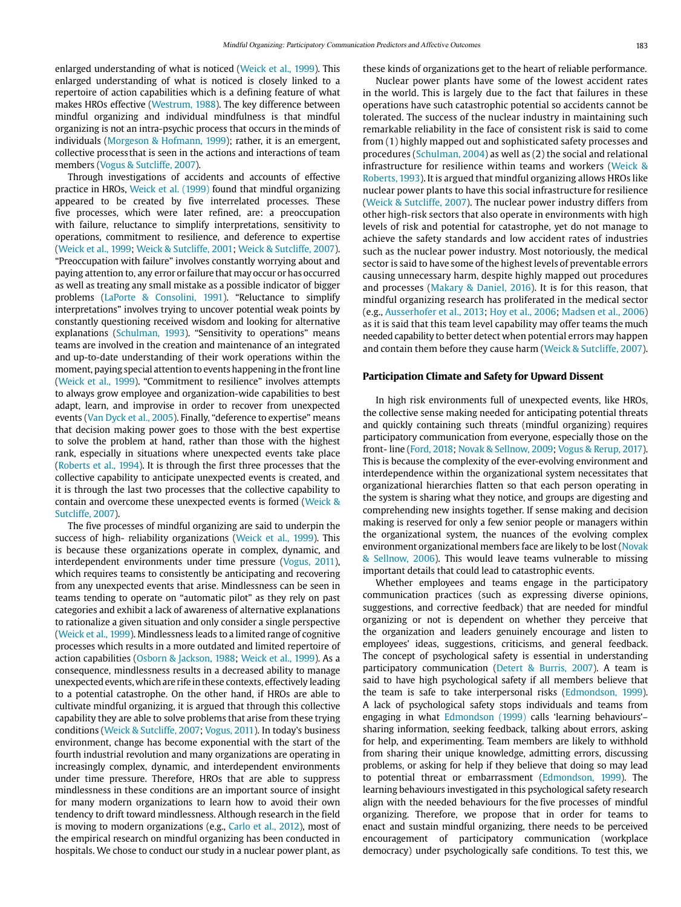enlarged understanding of what is noticed (Weick et al., 1999). This enlarged understanding of what is noticed is closely linked to a repertoire of action capabilities which is a defining feature of what makes HROs effective (Westrum, 1988). The key difference between mindful organizing and individual mindfulness is that mindful organizing is not an intra-psychic process that occurs in the minds of individuals (Morgeson & Hofmann, 1999); rather, it is an emergent, collective process that is seen in the actions and interactions of team members (Vogus & Sutcliffe, 2007).

Through investigations of accidents and accounts of effective practice in HROs, Weick et al. (1999) found that mindful organizing appeared to be created by five interrelated processes. These five processes, which were later refined, are: a preoccupation with failure, reluctance to simplify interpretations, sensitivity to operations, commitment to resilience, and deference to expertise (Weick et al., 1999; Weick & Sutcliffe, 2001; Weick & Sutcliffe, 2007). "Preoccupation with failure" involves constantly worrying about and paying attention to, any error or failure that may occur or has occurred as well as treating any small mistake as a possible indicator of bigger problems (LaPorte & Consolini, 1991). "Reluctance to simplify interpretations" involves trying to uncover potential weak points by constantly questioning received wisdom and looking for alternative explanations (Schulman, 1993). "Sensitivity to operations" means teams are involved in the creation and maintenance of an integrated and up-to-date understanding of their work operations within the moment, paying special attention to events happening in the front line (Weick et al., 1999). "Commitment to resilience" involves attempts to always grow employee and organization-wide capabilities to best adapt, learn, and improvise in order to recover from unexpected events (Van Dyck et al., 2005). Finally, "deference to expertise" means that decision making power goes to those with the best expertise to solve the problem at hand, rather than those with the highest rank, especially in situations where unexpected events take place (Roberts et al., 1994). It is through the first three processes that the collective capability to anticipate unexpected events is created, and it is through the last two processes that the collective capability to contain and overcome these unexpected events is formed (Weick & Sutcliffe, 2007).

The five processes of mindful organizing are said to underpin the success of high- reliability organizations (Weick et al., 1999). This is because these organizations operate in complex, dynamic, and interdependent environments under time pressure (Vogus, 2011), which requires teams to consistently be anticipating and recovering from any unexpected events that arise. Mindlessness can be seen in teams tending to operate on "automatic pilot" as they rely on past categories and exhibit a lack of awareness of alternative explanations to rationalize a given situation and only consider a single perspective (Weick et al., 1999). Mindlessness leads to a limited range of cognitive processes which results in a more outdated and limited repertoire of action capabilities (Osborn & Jackson, 1988; Weick et al., 1999). As a consequence, mindlessness results in a decreased ability to manage unexpected events, which are rife in these contexts, effectively leading to a potential catastrophe. On the other hand, if HROs are able to cultivate mindful organizing, it is argued that through this collective capability they are able to solve problems that arise from these trying conditions (Weick & Sutcliffe, 2007; Vogus, 2011). In today's business environment, change has become exponential with the start of the fourth industrial revolution and many organizations are operating in increasingly complex, dynamic, and interdependent environments under time pressure. Therefore, HROs that are able to suppress mindlessness in these conditions are an important source of insight for many modern organizations to learn how to avoid their own tendency to drift toward mindlessness. Although research in the field is moving to modern organizations (e.g., Carlo et al., 2012), most of the empirical research on mindful organizing has been conducted in hospitals. We chose to conduct our study in a nuclear power plant, as these kinds of organizations get to the heart of reliable performance.

Nuclear power plants have some of the lowest accident rates in the world. This is largely due to the fact that failures in these operations have such catastrophic potential so accidents cannot be tolerated. The success of the nuclear industry in maintaining such remarkable reliability in the face of consistent risk is said to come from (1) highly mapped out and sophisticated safety processes and procedures (Schulman, 2004) as well as (2) the social and relational infrastructure for resilience within teams and workers (Weick & Roberts, 1993). It is argued that mindful organizing allows HROs like nuclear power plants to have this social infrastructure for resilience (Weick & Sutcliffe, 2007). The nuclear power industry differs from other high-risk sectors that also operate in environments with high levels of risk and potential for catastrophe, yet do not manage to achieve the safety standards and low accident rates of industries such as the nuclear power industry. Most notoriously, the medical sector is said to have some of the highest levels of preventable errors causing unnecessary harm, despite highly mapped out procedures and processes (Makary & Daniel, 2016). It is for this reason, that mindful organizing research has proliferated in the medical sector (e.g., Ausserhofer et al., 2013; Hoy et al., 2006; Madsen et al., 2006) as it is said that this team level capability may offer teams the much needed capability to better detect when potential errors may happen and contain them before they cause harm (Weick & Sutcliffe, 2007).

## Participation Climate and Safety for Upward Dissent

In high risk environments full of unexpected events, like HROs, the collective sense making needed for anticipating potential threats and quickly containing such threats (mindful organizing) requires participatory communication from everyone, especially those on the front- line (Ford, 2018; Novak & Sellnow, 2009; Vogus & Rerup, 2017). This is because the complexity of the ever-evolving environment and interdependence within the organizational system necessitates that organizational hierarchies flatten so that each person operating in the system is sharing what they notice, and groups are digesting and comprehending new insights together. If sense making and decision making is reserved for only a few senior people or managers within the organizational system, the nuances of the evolving complex environment organizational members face are likely to be lost (Novak & Sellnow, 2006). This would leave teams vulnerable to missing important details that could lead to catastrophic events.

Whether employees and teams engage in the participatory communication practices (such as expressing diverse opinions, suggestions, and corrective feedback) that are needed for mindful organizing or not is dependent on whether they perceive that the organization and leaders genuinely encourage and listen to employees' ideas, suggestions, criticisms, and general feedback. The concept of psychological safety is essential in understanding participatory communication (Detert & Burris, 2007). A team is said to have high psychological safety if all members believe that the team is safe to take interpersonal risks (Edmondson, 1999). A lack of psychological safety stops individuals and teams from engaging in what Edmondson (1999) calls 'learning behaviours'– sharing information, seeking feedback, talking about errors, asking for help, and experimenting. Team members are likely to withhold from sharing their unique knowledge, admitting errors, discussing problems, or asking for help if they believe that doing so may lead to potential threat or embarrassment (Edmondson, 1999). The learning behaviours investigated in this psychological safety research align with the needed behaviours for the five processes of mindful organizing. Therefore, we propose that in order for teams to enact and sustain mindful organizing, there needs to be perceived encouragement of participatory communication (workplace democracy) under psychologically safe conditions. To test this, we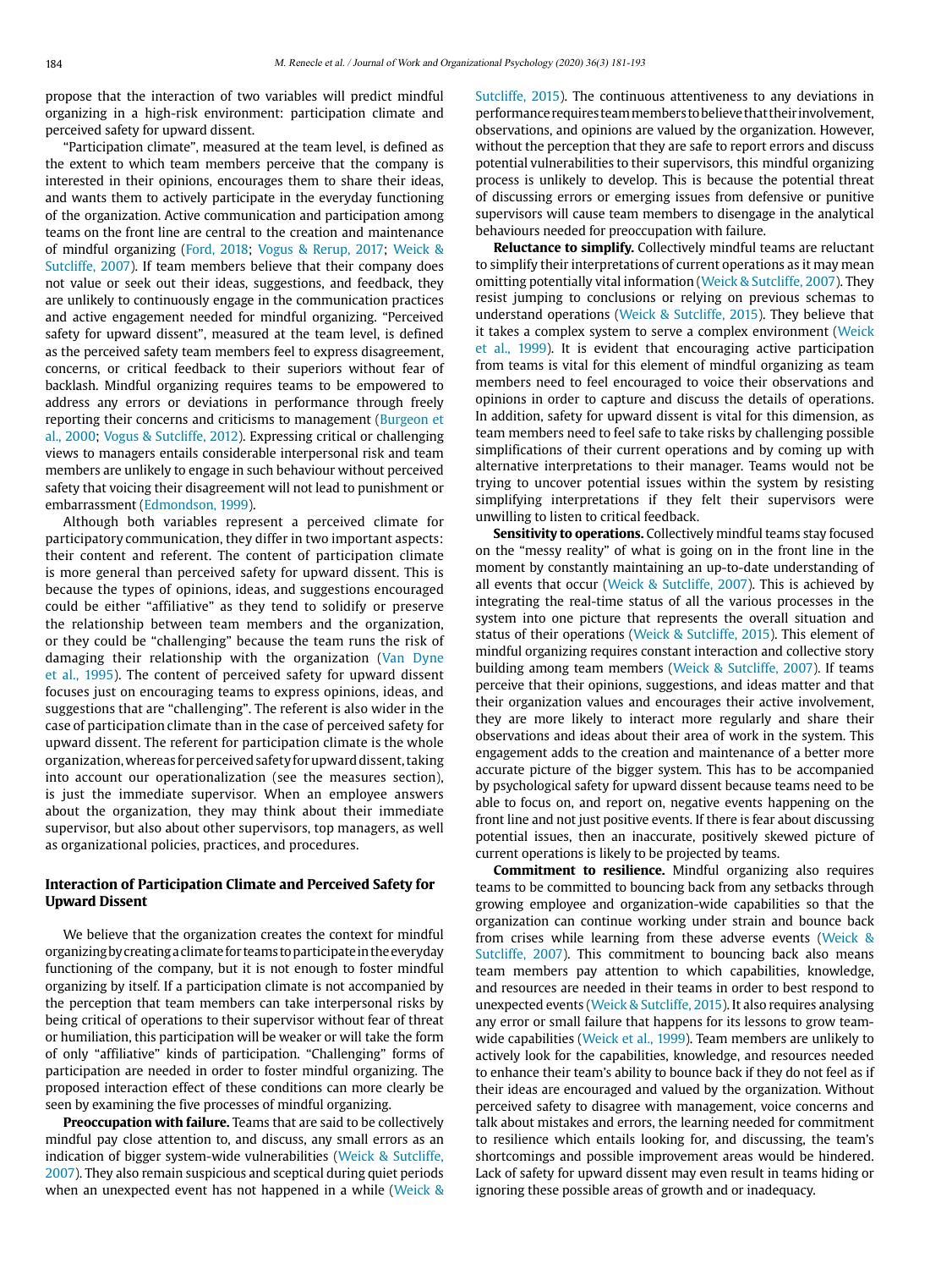propose that the interaction of two variables will predict mindful organizing in a high-risk environment: participation climate and perceived safety for upward dissent.

"Participation climate", measured at the team level, is defined as the extent to which team members perceive that the company is interested in their opinions, encourages them to share their ideas, and wants them to actively participate in the everyday functioning of the organization. Active communication and participation among teams on the front line are central to the creation and maintenance of mindful organizing (Ford, 2018; Vogus & Rerup, 2017; Weick & Sutcliffe, 2007). If team members believe that their company does not value or seek out their ideas, suggestions, and feedback, they are unlikely to continuously engage in the communication practices and active engagement needed for mindful organizing. "Perceived safety for upward dissent", measured at the team level, is defined as the perceived safety team members feel to express disagreement, concerns, or critical feedback to their superiors without fear of backlash. Mindful organizing requires teams to be empowered to address any errors or deviations in performance through freely reporting their concerns and criticisms to management (Burgeon et al., 2000; Vogus & Sutcliffe, 2012). Expressing critical or challenging views to managers entails considerable interpersonal risk and team members are unlikely to engage in such behaviour without perceived safety that voicing their disagreement will not lead to punishment or embarrassment (Edmondson, 1999).

Although both variables represent a perceived climate for participatory communication, they differ in two important aspects: their content and referent. The content of participation climate is more general than perceived safety for upward dissent. This is because the types of opinions, ideas, and suggestions encouraged could be either "affiliative" as they tend to solidify or preserve the relationship between team members and the organization, or they could be "challenging" because the team runs the risk of damaging their relationship with the organization (Van Dyne et al., 1995). The content of perceived safety for upward dissent focuses just on encouraging teams to express opinions, ideas, and suggestions that are "challenging". The referent is also wider in the case of participation climate than in the case of perceived safety for upward dissent. The referent for participation climate is the whole organization, whereas for perceived safety for upward dissent, taking into account our operationalization (see the measures section), is just the immediate supervisor. When an employee answers about the organization, they may think about their immediate supervisor, but also about other supervisors, top managers, as well as organizational policies, practices, and procedures.

## Interaction of Participation Climate and Perceived Safety for Upward Dissent

We believe that the organization creates the context for mindful organizing by creating a climate for teams to participate in the everyday functioning of the company, but it is not enough to foster mindful organizing by itself. If a participation climate is not accompanied by the perception that team members can take interpersonal risks by being critical of operations to their supervisor without fear of threat or humiliation, this participation will be weaker or will take the form of only "affiliative" kinds of participation. "Challenging" forms of participation are needed in order to foster mindful organizing. The proposed interaction effect of these conditions can more clearly be seen by examining the five processes of mindful organizing.

**Preoccupation with failure.** Teams that are said to be collectively mindful pay close attention to, and discuss, any small errors as an indication of bigger system-wide vulnerabilities (Weick & Sutcliffe, 2007). They also remain suspicious and sceptical during quiet periods when an unexpected event has not happened in a while (Weick & Sutcliffe, 2015). The continuous attentiveness to any deviations in performance requires team members to believe that their involvement, observations, and opinions are valued by the organization. However, without the perception that they are safe to report errors and discuss potential vulnerabilities to their supervisors, this mindful organizing process is unlikely to develop. This is because the potential threat of discussing errors or emerging issues from defensive or punitive supervisors will cause team members to disengage in the analytical behaviours needed for preoccupation with failure.

**Reluctance to simplify.** Collectively mindful teams are reluctant to simplify their interpretations of current operations as it may mean omitting potentially vital information (Weick & Sutcliffe, 2007). They resist jumping to conclusions or relying on previous schemas to understand operations (Weick & Sutcliffe, 2015). They believe that it takes a complex system to serve a complex environment (Weick et al., 1999). It is evident that encouraging active participation from teams is vital for this element of mindful organizing as team members need to feel encouraged to voice their observations and opinions in order to capture and discuss the details of operations. In addition, safety for upward dissent is vital for this dimension, as team members need to feel safe to take risks by challenging possible simplifications of their current operations and by coming up with alternative interpretations to their manager. Teams would not be trying to uncover potential issues within the system by resisting simplifying interpretations if they felt their supervisors were unwilling to listen to critical feedback.

**Sensitivity to operations.** Collectively mindful teams stay focused on the "messy reality" of what is going on in the front line in the moment by constantly maintaining an up-to-date understanding of all events that occur (Weick & Sutcliffe, 2007). This is achieved by integrating the real-time status of all the various processes in the system into one picture that represents the overall situation and status of their operations (Weick & Sutcliffe, 2015). This element of mindful organizing requires constant interaction and collective story building among team members (Weick & Sutcliffe, 2007). If teams perceive that their opinions, suggestions, and ideas matter and that their organization values and encourages their active involvement, they are more likely to interact more regularly and share their observations and ideas about their area of work in the system. This engagement adds to the creation and maintenance of a better more accurate picture of the bigger system. This has to be accompanied by psychological safety for upward dissent because teams need to be able to focus on, and report on, negative events happening on the front line and not just positive events. If there is fear about discussing potential issues, then an inaccurate, positively skewed picture of current operations is likely to be projected by teams.

**Commitment to resilience.** Mindful organizing also requires teams to be committed to bouncing back from any setbacks through growing employee and organization-wide capabilities so that the organization can continue working under strain and bounce back from crises while learning from these adverse events (Weick & Sutcliffe, 2007). This commitment to bouncing back also means team members pay attention to which capabilities, knowledge, and resources are needed in their teams in order to best respond to unexpected events (Weick & Sutcliffe, 2015). It also requires analysing any error or small failure that happens for its lessons to grow team-wide capabilities (Weick et al., 1999). Team members are unlikely to actively look for the capabilities, knowledge, and resources needed to enhance their team's ability to bounce back if they do not feel as if their ideas are encouraged and valued by the organization. Without perceived safety to disagree with management, voice concerns and talk about mistakes and errors, the learning needed for commitment to resilience which entails looking for, and discussing, the team's shortcomings and possible improvement areas would be hindered. Lack of safety for upward dissent may even result in teams hiding or ignoring these possible areas of growth and or inadequacy.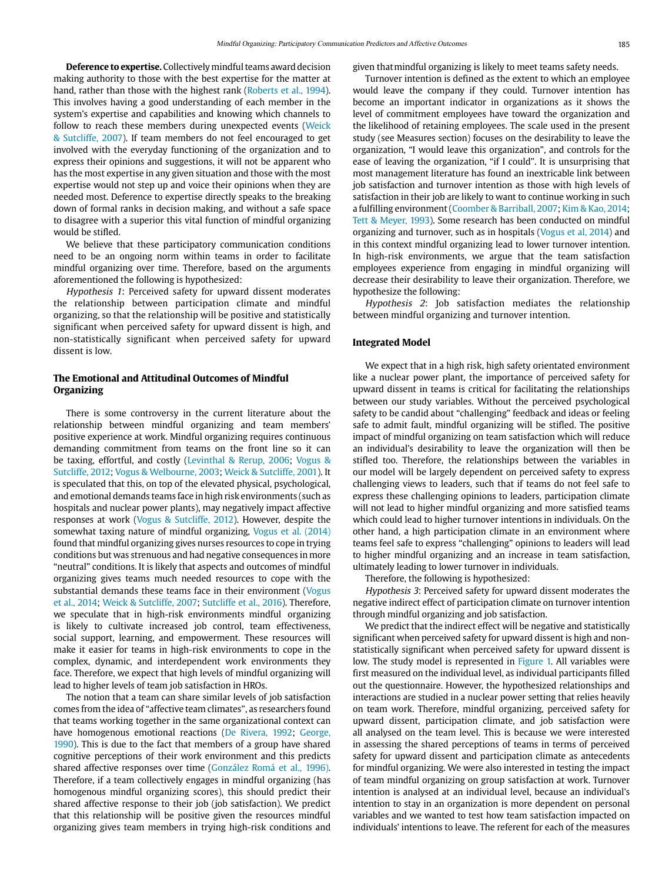**Deference to expertise.** Collectively mindful teams award decision making authority to those with the best expertise for the matter at hand, rather than those with the highest rank (Roberts et al., 1994). This involves having a good understanding of each member in the system's expertise and capabilities and knowing which channels to follow to reach these members during unexpected events (Weick & Sutcliffe, 2007). If team members do not feel encouraged to get involved with the everyday functioning of the organization and to express their opinions and suggestions, it will not be apparent who has the most expertise in any given situation and those with the most expertise would not step up and voice their opinions when they are needed most. Deference to expertise directly speaks to the breaking down of formal ranks in decision making, and without a safe space to disagree with a superior this vital function of mindful organizing would be stifled.

We believe that these participatory communication conditions need to be an ongoing norm within teams in order to facilitate mindful organizing over time. Therefore, based on the arguments aforementioned the following is hypothesized:

*Hypothesis 1*: Perceived safety for upward dissent moderates the relationship between participation climate and mindful organizing, so that the relationship will be positive and statistically significant when perceived safety for upward dissent is high, and non-statistically significant when perceived safety for upward dissent is low.

## The Emotional and Attitudinal Outcomes of Mindful Organizing

There is some controversy in the current literature about the relationship between mindful organizing and team members' positive experience at work. Mindful organizing requires continuous demanding commitment from teams on the front line so it can be taxing, effortful, and costly (Levinthal & Rerup, 2006; Vogus & Sutcliffe, 2012; Vogus & Welbourne, 2003; Weick & Sutcliffe, 2001). It is speculated that this, on top of the elevated physical, psychological, and emotional demands teams face in high risk environments (such as hospitals and nuclear power plants), may negatively impact affective responses at work (Vogus & Sutcliffe, 2012). However, despite the somewhat taxing nature of mindful organizing, Vogus et al. (2014) found that mindful organizing gives nurses resources to cope in trying conditions but was strenuous and had negative consequences in more "neutral" conditions. It is likely that aspects and outcomes of mindful organizing gives teams much needed resources to cope with the substantial demands these teams face in their environment (Vogus et al., 2014; Weick & Sutcliffe, 2007; Sutcliffe et al., 2016). Therefore, we speculate that in high-risk environments mindful organizing is likely to cultivate increased job control, team effectiveness, social support, learning, and empowerment. These resources will make it easier for teams in high-risk environments to cope in the complex, dynamic, and interdependent work environments they face. Therefore, we expect that high levels of mindful organizing will lead to higher levels of team job satisfaction in HROs.

The notion that a team can share similar levels of job satisfaction comes from the idea of "affective team climates", as researchers found that teams working together in the same organizational context can have homogenous emotional reactions (De Rivera, 1992; George, 1990). This is due to the fact that members of a group have shared cognitive perceptions of their work environment and this predicts shared affective responses over time (González Romá et al., 1996). Therefore, if a team collectively engages in mindful organizing (has homogenous mindful organizing scores), this should predict their shared affective response to their job (job satisfaction). We predict that this relationship will be positive given the resources mindful organizing gives team members in trying high-risk conditions and given that mindful organizing is likely to meet teams safety needs.

Turnover intention is defined as the extent to which an employee would leave the company if they could. Turnover intention has become an important indicator in organizations as it shows the level of commitment employees have toward the organization and the likelihood of retaining employees. The scale used in the present study (see Measures section) focuses on the desirability to leave the organization, "I would leave this organization", and controls for the ease of leaving the organization, "if I could". It is unsurprising that most management literature has found an inextricable link between job satisfaction and turnover intention as those with high levels of satisfaction in their job are likely to want to continue working in such a fulfilling environment (Coomber & Barriball, 2007; Kim & Kao, 2014; Tett & Meyer, 1993). Some research has been conducted on mindful organizing and turnover, such as in hospitals (Vogus et al, 2014) and in this context mindful organizing lead to lower turnover intention. In high-risk environments, we argue that the team satisfaction employees experience from engaging in mindful organizing will decrease their desirability to leave their organization. Therefore, we hypothesize the following:

*Hypothesis 2*: Job satisfaction mediates the relationship between mindful organizing and turnover intention.

## Integrated Model

We expect that in a high risk, high safety orientated environment like a nuclear power plant, the importance of perceived safety for upward dissent in teams is critical for facilitating the relationships between our study variables. Without the perceived psychological safety to be candid about "challenging" feedback and ideas or feeling safe to admit fault, mindful organizing will be stifled. The positive impact of mindful organizing on team satisfaction which will reduce an individual's desirability to leave the organization will then be stifled too. Therefore, the relationships between the variables in our model will be largely dependent on perceived safety to express challenging views to leaders, such that if teams do not feel safe to express these challenging opinions to leaders, participation climate will not lead to higher mindful organizing and more satisfied teams which could lead to higher turnover intentions in individuals. On the other hand, a high participation climate in an environment where teams feel safe to express "challenging" opinions to leaders will lead to higher mindful organizing and an increase in team satisfaction, ultimately leading to lower turnover in individuals.

Therefore, the following is hypothesized:

*Hypothesis 3*: Perceived safety for upward dissent moderates the negative indirect effect of participation climate on turnover intention through mindful organizing and job satisfaction.

We predict that the indirect effect will be negative and statistically significant when perceived safety for upward dissent is high and non-statistically significant when perceived safety for upward dissent is low. The study model is represented in Figure 1. All variables were first measured on the individual level, as individual participants filled out the questionnaire. However, the hypothesized relationships and interactions are studied in a nuclear power setting that relies heavily on team work. Therefore, mindful organizing, perceived safety for upward dissent, participation climate, and job satisfaction were all analysed on the team level. This is because we were interested in assessing the shared perceptions of teams in terms of perceived safety for upward dissent and participation climate as antecedents for mindful organizing. We were also interested in testing the impact of team mindful organizing on group satisfaction at work. Turnover intention is analysed at an individual level, because an individual's intention to stay in an organization is more dependent on personal variables and we wanted to test how team satisfaction impacted on individuals' intentions to leave. The referent for each of the measures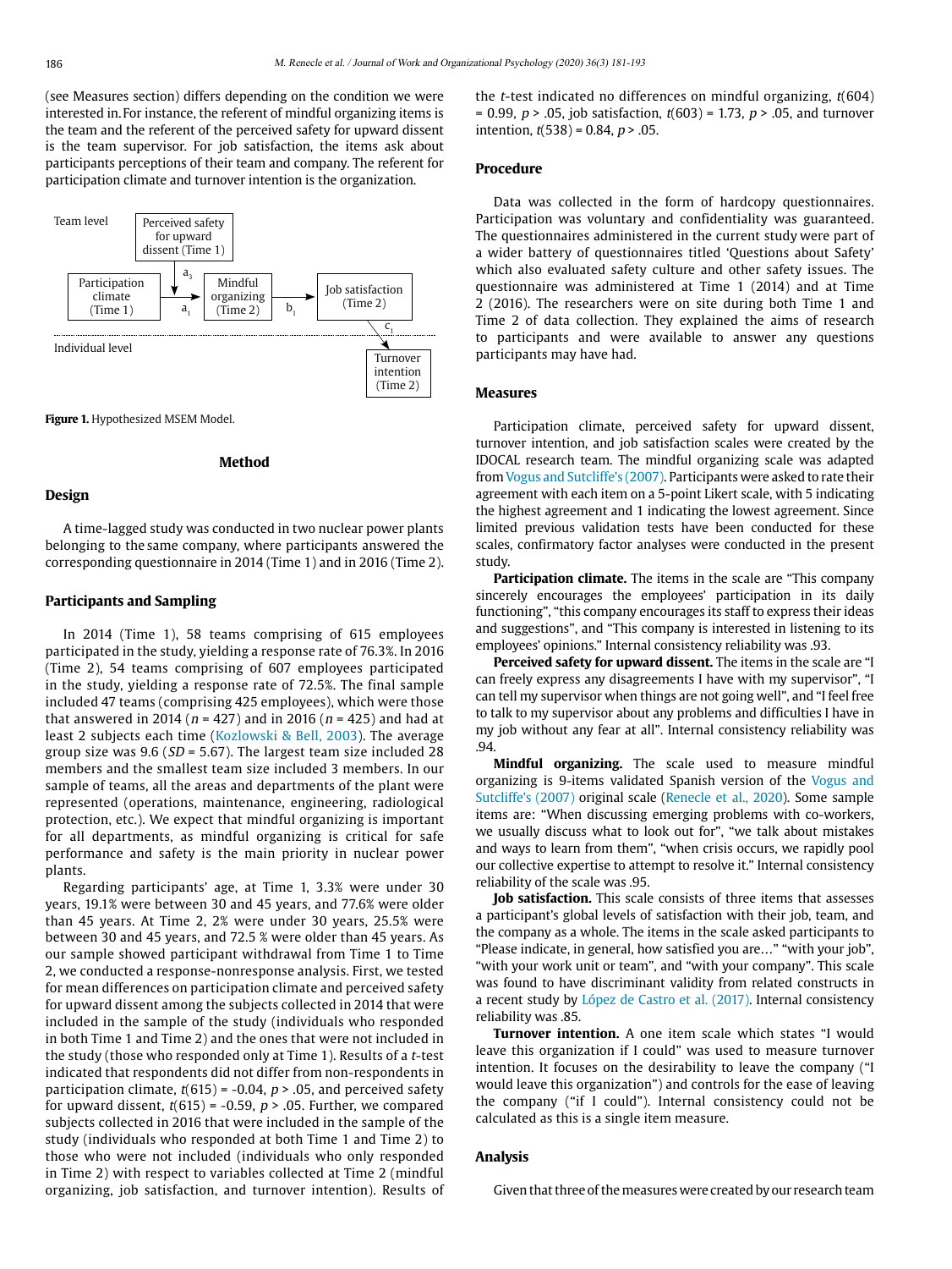(see Measures section) differs depending on the condition we were interested in. For instance, the referent of mindful organizing items is the team and the referent of the perceived safety for upward dissent is the team supervisor. For job satisfaction, the items ask about participants perceptions of their team and company. The referent for participation climate and turnover intention is the organization.

Team level

Perceived safety for upward dissent (Time 1)

Participation climate (Time 1) → $a_1$ → Mindful organizing (Time 2) → $b_1$ → Job satisfaction (Time 2)

$a_3$

Individual level

$c_1$ → Turnover intention (Time 2)

**Figure 1.** Hypothesized MSEM Model.

## Method

### Design

A time-lagged study was conducted in two nuclear power plants belonging to the same company, where participants answered the corresponding questionnaire in 2014 (Time 1) and in 2016 (Time 2).

### Participants and Sampling

In 2014 (Time 1), 58 teams comprising of 615 employees participated in the study, yielding a response rate of 76.3%. In 2016 (Time 2), 54 teams comprising of 607 employees participated in the study, yielding a response rate of 72.5%. The final sample included 47 teams (comprising 425 employees), which were those that answered in 2014 ($n$ = 427) and in 2016 ($n$ = 425) and had at least 2 subjects each time (Kozlowski & Bell, 2003). The average group size was 9.6 ($SD$ = 5.67). The largest team size included 28 members and the smallest team size included 3 members. In our sample of teams, all the areas and departments of the plant were represented (operations, maintenance, engineering, radiological protection, etc.). We expect that mindful organizing is important for all departments, as mindful organizing is critical for safe performance and safety is the main priority in nuclear power plants.

Regarding participants' age, at Time 1, 3.3% were under 30 years, 19.1% were between 30 and 45 years, and 77.6% were older than 45 years. At Time 2, 2% were under 30 years, 25.5% were between 30 and 45 years, and 72.5 % were older than 45 years. As our sample showed participant withdrawal from Time 1 to Time 2, we conducted a response-nonresponse analysis. First, we tested for mean differences on participation climate and perceived safety for upward dissent among the subjects collected in 2014 that were included in the sample of the study (individuals who responded in both Time 1 and Time 2) and the ones that were not included in the study (those who responded only at Time 1). Results of a $t$-test indicated that respondents did not differ from non-respondents in participation climate, $t(615) = -0.04$, $p > .05$, and perceived safety for upward dissent, $t(615) = -0.59$, $p > .05$. Further, we compared subjects collected in 2016 that were included in the sample of the study (individuals who responded at both Time 1 and Time 2) to those who were not included (individuals who only responded in Time 2) with respect to variables collected at Time 2 (mindful organizing, job satisfaction, and turnover intention). Results of the $t$-test indicated no differences on mindful organizing, $t(604) = 0.99$, $p > .05$, job satisfaction, $t(603) = 1.73$, $p > .05$, and turnover intention, $t(538) = 0.84$, $p > .05$.

### Procedure

Data was collected in the form of hardcopy questionnaires. Participation was voluntary and confidentiality was guaranteed. The questionnaires administered in the current study were part of a wider battery of questionnaires titled 'Questions about Safety' which also evaluated safety culture and other safety issues. The questionnaire was administered at Time 1 (2014) and at Time 2 (2016). The researchers were on site during both Time 1 and Time 2 of data collection. They explained the aims of research to participants and were available to answer any questions participants may have had.

### Measures

Participation climate, perceived safety for upward dissent, turnover intention, and job satisfaction scales were created by the IDOCAL research team. The mindful organizing scale was adapted from Vogus and Sutcliffe's (2007). Participants were asked to rate their agreement with each item on a 5-point Likert scale, with 5 indicating the highest agreement and 1 indicating the lowest agreement. Since limited previous validation tests have been conducted for these scales, confirmatory factor analyses were conducted in the present study.

**Participation climate.** The items in the scale are "This company sincerely encourages the employees' participation in its daily functioning", "this company encourages its staff to express their ideas and suggestions", and "This company is interested in listening to its employees' opinions." Internal consistency reliability was .93.

**Perceived safety for upward dissent.** The items in the scale are "I can freely express any disagreements I have with my supervisor", "I can tell my supervisor when things are not going well", and "I feel free to talk to my supervisor about any problems and difficulties I have in my job without any fear at all". Internal consistency reliability was .94.

**Mindful organizing.** The scale used to measure mindful organizing is 9-items validated Spanish version of the Vogus and Sutcliffe's (2007) original scale (Renecle et al., 2020). Some sample items are: "When discussing emerging problems with co-workers, we usually discuss what to look out for", "we talk about mistakes and ways to learn from them", "when crisis occurs, we rapidly pool our collective expertise to attempt to resolve it." Internal consistency reliability of the scale was .95.

**Job satisfaction.** This scale consists of three items that assesses a participant's global levels of satisfaction with their job, team, and the company as a whole. The items in the scale asked participants to "Please indicate, in general, how satisfied you are…" "with your job", "with your work unit or team", and "with your company". This scale was found to have discriminant validity from related constructs in a recent study by López de Castro et al. (2017). Internal consistency reliability was .85.

**Turnover intention.** A one item scale which states "I would leave this organization if I could" was used to measure turnover intention. It focuses on the desirability to leave the company ("I would leave this organization") and controls for the ease of leaving the company ("if I could"). Internal consistency could not be calculated as this is a single item measure.

### Analysis

Given that three of the measures were created by our research team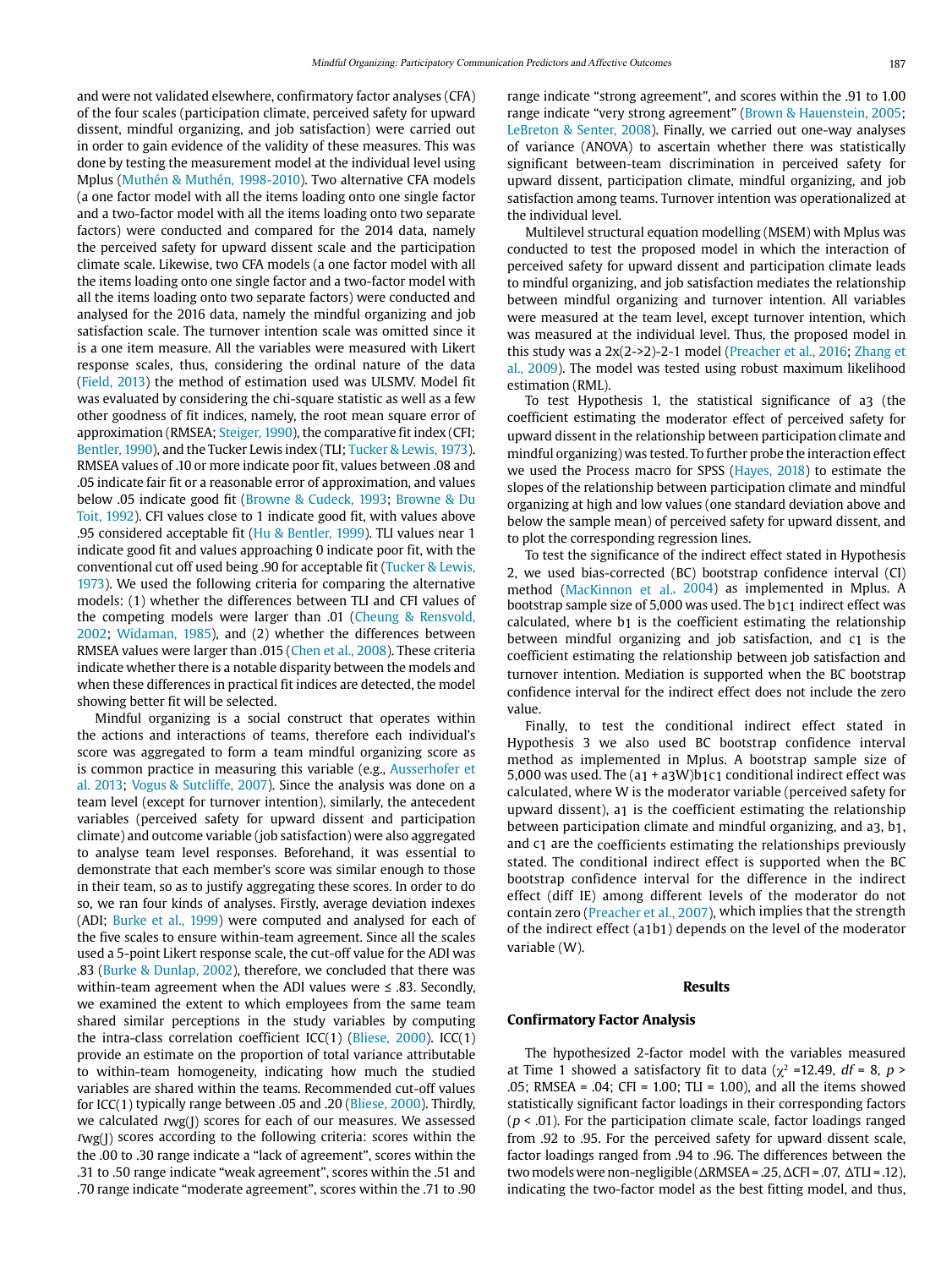and were not validated elsewhere, confirmatory factor analyses (CFA) of the four scales (participation climate, perceived safety for upward dissent, mindful organizing, and job satisfaction) were carried out in order to gain evidence of the validity of these measures. This was done by testing the measurement model at the individual level using Mplus (Muthén & Muthén, 1998-2010). Two alternative CFA models (a one factor model with all the items loading onto one single factor and a two-factor model with all the items loading onto two separate factors) were conducted and compared for the 2014 data, namely the perceived safety for upward dissent scale and the participation climate scale. Likewise, two CFA models (a one factor model with all the items loading onto one single factor and a two-factor model with all the items loading onto two separate factors) were conducted and analysed for the 2016 data, namely the mindful organizing and job satisfaction scale. The turnover intention scale was omitted since it is a one item measure. All the variables were measured with Likert response scales, thus, considering the ordinal nature of the data (Field, 2013) the method of estimation used was ULSMV. Model fit was evaluated by considering the chi-square statistic as well as a few other goodness of fit indices, namely, the root mean square error of approximation (RMSEA; Steiger, 1990), the comparative fit index (CFI; Bentler, 1990), and the Tucker Lewis index (TLI; Tucker & Lewis, 1973). RMSEA values of .10 or more indicate poor fit, values between .08 and .05 indicate fair fit or a reasonable error of approximation, and values below .05 indicate good fit (Browne & Cudeck, 1993; Browne & Du Toit, 1992). CFI values close to 1 indicate good fit, with values above .95 considered acceptable fit (Hu & Bentler, 1999). TLI values near 1 indicate good fit and values approaching 0 indicate poor fit, with the conventional cut off used being .90 for acceptable fit (Tucker & Lewis, 1973). We used the following criteria for comparing the alternative models: (1) whether the differences between TLI and CFI values of the competing models were larger than .01 (Cheung & Rensvold, 2002; Widaman, 1985), and (2) whether the differences between RMSEA values were larger than .015 (Chen et al., 2008). These criteria indicate whether there is a notable disparity between the models and when these differences in practical fit indices are detected, the model showing better fit will be selected.

Mindful organizing is a social construct that operates within the actions and interactions of teams, therefore each individual's score was aggregated to form a team mindful organizing score as is common practice in measuring this variable (e.g., Ausserhofer et al. 2013; Vogus & Sutcliffe, 2007). Since the analysis was done on a team level (except for turnover intention), similarly, the antecedent variables (perceived safety for upward dissent and participation climate) and outcome variable (job satisfaction) were also aggregated to analyse team level responses. Beforehand, it was essential to demonstrate that each member's score was similar enough to those in their team, so as to justify aggregating these scores. In order to do so, we ran four kinds of analyses. Firstly, average deviation indexes (ADI; Burke et al., 1999) were computed and analysed for each of the five scales to ensure within-team agreement. Since all the scales used a 5-point Likert response scale, the cut-off value for the ADI was .83 (Burke & Dunlap, 2002), therefore, we concluded that there was within-team agreement when the ADI values were ≤ .83. Secondly, we examined the extent to which employees from the same team shared similar perceptions in the study variables by computing the intra-class correlation coefficient ICC(1) (Bliese, 2000). ICC(1) provide an estimate on the proportion of total variance attributable to within-team homogeneity, indicating how much the studied variables are shared within the teams. Recommended cut-off values for ICC(1) typically range between .05 and .20 (Bliese, 2000). Thirdly, we calculated $r_{wg(J)}$ scores for each of our measures. We assessed $r_{wg(J)}$ scores according to the following criteria: scores within the the .00 to .30 range indicate a "lack of agreement", scores within the .31 to .50 range indicate "weak agreement", scores within the .51 and .70 range indicate "moderate agreement", scores within the .71 to .90 range indicate "strong agreement", and scores within the .91 to 1.00 range indicate "very strong agreement" (Brown & Hauenstein, 2005; LeBreton & Senter, 2008). Finally, we carried out one-way analyses of variance (ANOVA) to ascertain whether there was statistically significant between-team discrimination in perceived safety for upward dissent, participation climate, mindful organizing, and job satisfaction among teams. Turnover intention was operationalized at the individual level.

Multilevel structural equation modelling (MSEM) with Mplus was conducted to test the proposed model in which the interaction of perceived safety for upward dissent and participation climate leads to mindful organizing, and job satisfaction mediates the relationship between mindful organizing and turnover intention. All variables were measured at the team level, except turnover intention, which was measured at the individual level. Thus, the proposed model in this study was a 2x(2->2)-2-1 model (Preacher et al., 2016; Zhang et al., 2009). The model was tested using robust maximum likelihood estimation (RML).

To test Hypothesis 1, the statistical significance of $a_3$ (the coefficient estimating the moderator effect of perceived safety for upward dissent in the relationship between participation climate and mindful organizing) was tested. To further probe the interaction effect we used the Process macro for SPSS (Hayes, 2018) to estimate the slopes of the relationship between participation climate and mindful organizing at high and low values (one standard deviation above and below the sample mean) of perceived safety for upward dissent, and to plot the corresponding regression lines.

To test the significance of the indirect effect stated in Hypothesis 2, we used bias-corrected (BC) bootstrap confidence interval (CI) method (MacKinnon et al., 2004) as implemented in Mplus. A bootstrap sample size of 5,000 was used. The $b_1c_1$ indirect effect was calculated, where $b_1$ is the coefficient estimating the relationship between mindful organizing and job satisfaction, and $c_1$ is the coefficient estimating the relationship between job satisfaction and turnover intention. Mediation is supported when the BC bootstrap confidence interval for the indirect effect does not include the zero value.

Finally, to test the conditional indirect effect stated in Hypothesis 3 we also used BC bootstrap confidence interval method as implemented in Mplus. A bootstrap sample size of 5,000 was used. The $(a_1 + a_3W)b_1c_1$ conditional indirect effect was calculated, where W is the moderator variable (perceived safety for upward dissent), $a_1$ is the coefficient estimating the relationship between participation climate and mindful organizing, and $a_3$, $b_1$, and $c_1$ are the coefficients estimating the relationships previously stated. The conditional indirect effect is supported when the BC bootstrap confidence interval for the difference in the indirect effect (diff IE) among different levels of the moderator do not contain zero (Preacher et al., 2007), which implies that the strength of the indirect effect ($a_1b_1$) depends on the level of the moderator variable (W).

## Results

### Confirmatory Factor Analysis

The hypothesized 2-factor model with the variables measured at Time 1 showed a satisfactory fit to data ($\chi^2$ =12.49, *df* = 8, $p$ > .05; RMSEA = .04; CFI = 1.00; TLI = 1.00), and all the items showed statistically significant factor loadings in their corresponding factors ($p$ < .01). For the participation climate scale, factor loadings ranged from .92 to .95. For the perceived safety for upward dissent scale, factor loadings ranged from .94 to .96. The differences between the two models were non-negligible (ΔRMSEA = .25, ΔCFI = .07, ΔTLI = .12), indicating the two-factor model as the best fitting model, and thus,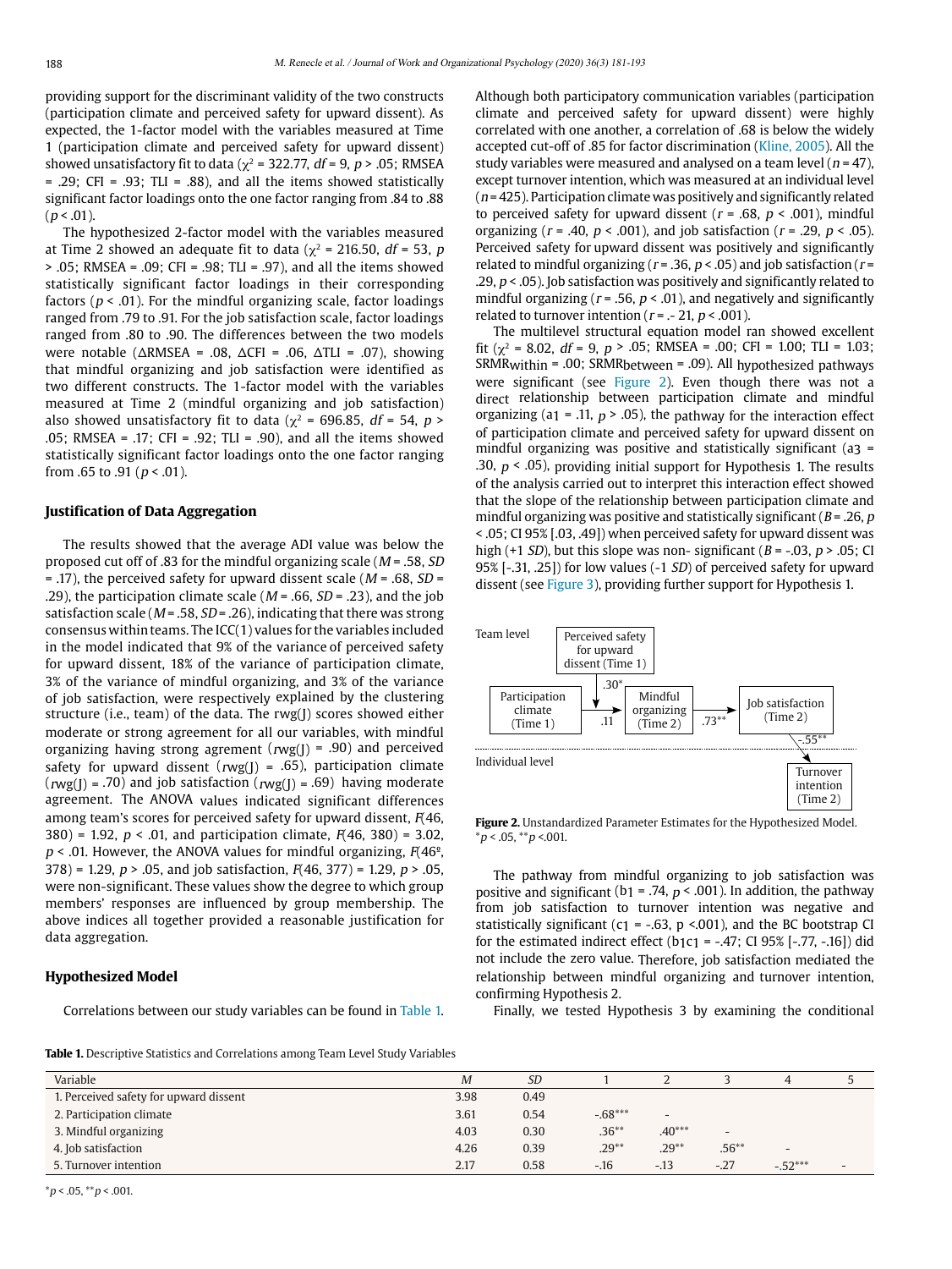providing support for the discriminant validity of the two constructs (participation climate and perceived safety for upward dissent). As expected, the 1-factor model with the variables measured at Time 1 (participation climate and perceived safety for upward dissent) showed unsatisfactory fit to data ($\chi^2$ = 322.77, *df* = 9, *p* > .05; RMSEA = .29; CFI = .93; TLI = .88), and all the items showed statistically significant factor loadings onto the one factor ranging from .84 to .88 (*p* < .01).

The hypothesized 2-factor model with the variables measured at Time 2 showed an adequate fit to data ($\chi^2$ = 216.50, *df* = 53, *p* > .05; RMSEA = .09; CFI = .98; TLI = .97), and all the items showed statistically significant factor loadings in their corresponding factors (*p* < .01). For the mindful organizing scale, factor loadings ranged from .79 to .91. For the job satisfaction scale, factor loadings ranged from .80 to .90. The differences between the two models were notable (ΔRMSEA = .08, ΔCFI = .06, ΔTLI = .07), showing that mindful organizing and job satisfaction were identified as two different constructs. The 1-factor model with the variables measured at Time 2 (mindful organizing and job satisfaction) also showed unsatisfactory fit to data ($\chi^2$ = 696.85, *df* = 54, *p* > .05; RMSEA = .17; CFI = .92; TLI = .90), and all the items showed statistically significant factor loadings onto the one factor ranging from .65 to .91 (*p* < .01).

### Justification of Data Aggregation

The results showed that the average ADI value was below the proposed cut off of .83 for the mindful organizing scale (*M* = .58, *SD* = .17), the perceived safety for upward dissent scale (*M* = .68, *SD* = .29), the participation climate scale (*M* = .66, *SD* = .23), and the job satisfaction scale (*M* = .58, *SD* = .26), indicating that there was strong consensus within teams. The ICC(1) values for the variables included in the model indicated that 9% of the variance of perceived safety for upward dissent, 18% of the variance of participation climate, 3% of the variance of mindful organizing, and 3% of the variance of job satisfaction, were respectively explained by the clustering structure (i.e., team) of the data. The rwg(J) scores showed either moderate or strong agreement for all our variables, with mindful organizing having strong agreement (*r*wg(J) = .90) and perceived safety for upward dissent (*r*wg(J) = .65), participation climate (*r*wg(J) = .70) and job satisfaction (*r*wg(J) = .69) having moderate agreement. The ANOVA values indicated significant differences among team's scores for perceived safety for upward dissent, *F*(46, 380) = 1.92, *p* < .01, and participation climate, *F*(46, 380) = 3.02, *p* < .01. However, the ANOVA values for mindful organizing, *F*(46[a], 378) = 1.29, *p* > .05, and job satisfaction, *F*(46, 377) = 1.29, *p* > .05, were non-significant. These values show the degree to which group members' responses are influenced by group membership. The above indices all together provided a reasonable justification for data aggregation.

### Hypothesized Model

Correlations between our study variables can be found in Table 1. Although both participatory communication variables (participation climate and perceived safety for upward dissent) were highly correlated with one another, a correlation of .68 is below the widely accepted cut-off of .85 for factor discrimination (Kline, 2005). All the study variables were measured and analysed on a team level (*n* = 47), except turnover intention, which was measured at an individual level (*n* = 425). Participation climate was positively and significantly related to perceived safety for upward dissent (*r* = .68, *p* < .001), mindful organizing (*r* = .40, *p* < .001), and job satisfaction (*r* = .29, *p* < .05). Perceived safety for upward dissent was positively and significantly related to mindful organizing (*r* = .36, *p* < .05) and job satisfaction (*r* = .29, *p* < .05). Job satisfaction was positively and significantly related to mindful organizing (*r* = .56, *p* < .01), and negatively and significantly related to turnover intention (*r* = .- 21, *p* < .001).

The multilevel structural equation model ran showed excellent fit ($\chi^2$ = 8.02, *df* = 9, *p* > .05; RMSEA = .00; CFI = 1.00; TLI = 1.03; $SRMR_{within}$ = .00; $SRMR_{between}$ = .09). All hypothesized pathways were significant (see Figure 2). Even though there was not a direct relationship between participation climate and mindful organizing ($a_1$ = .11, *p* > .05), the pathway for the interaction effect of participation climate and perceived safety for upward dissent on mindful organizing was positive and statistically significant ($a_3$ = .30, *p* < .05), providing initial support for Hypothesis 1. The results of the analysis carried out to interpret this interaction effect showed that the slope of the relationship between participation climate and mindful organizing was positive and statistically significant (*B* = .26, *p* < .05; CI 95% [.03, .49]) when perceived safety for upward dissent was high (+1 *SD*), but this slope was non- significant (*B* = -.03, *p* > .05; CI 95% [-.31, .25]) for low values (-1 *SD*) of perceived safety for upward dissent (see Figure 3), providing further support for Hypothesis 1.

**Figure 2.** Unstandardized Parameter Estimates for the Hypothesized Model.
*$p$ < .05, **$p$ <.001.

The pathway from mindful organizing to job satisfaction was positive and significant ($b_1$ = .74, *p* < .001). In addition, the pathway from job satisfaction to turnover intention was negative and statistically significant ($c_1$ = -.63, p <.001), and the BC bootstrap CI for the estimated indirect effect ($b_1c_1$ = -.47; CI 95% [-.77, -.16]) did not include the zero value. Therefore, job satisfaction mediated the relationship between mindful organizing and turnover intention, confirming Hypothesis 2.

Finally, we tested Hypothesis 3 by examining the conditional

**Table 1.** Descriptive Statistics and Correlations among Team Level Study Variables

| Variable | *M* | *SD* | 1 | 2 | 3 | 4 | 5 |
|---|---|---|---|---|---|---|---|
| 1. Perceived safety for upward dissent | 3.98 | 0.49 | | | | | |
| 2. Participation climate | 3.61 | 0.54 | -.68*** | - | | | |
| 3. Mindful organizing | 4.03 | 0.30 | .36** | .40*** | - | | |
| 4. Job satisfaction | 4.26 | 0.39 | .29** | .29** | .56** | - | |
| 5. Turnover intention | 2.17 | 0.58 | -.16 | -.13 | -.27 | -.52*** | - |

*$p$ < .05, **$p$ < .001.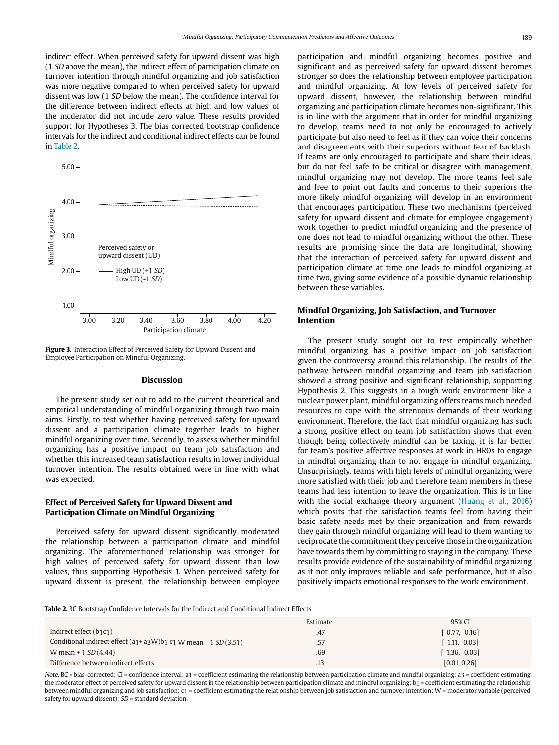indirect effect. When perceived safety for upward dissent was high (1 *SD* above the mean), the indirect effect of participation climate on turnover intention through mindful organizing and job satisfaction was more negative compared to when perceived safety for upward dissent was low (1 *SD* below the mean). The confidence interval for the difference between indirect effects at high and low values of the moderator did not include zero value. These results provided support for Hypotheses 3. The bias corrected bootstrap confidence intervals for the indirect and conditional indirect effects can be found in Table 2.

**Figure 3.** Interaction Effect of Perceived Safety for Upward Dissent and Employee Participation on Mindful Organizing.

## Discussion

The present study set out to add to the current theoretical and empirical understanding of mindful organizing through two main aims. Firstly, to test whether having perceived safety for upward dissent and a participation climate together leads to higher mindful organizing over time. Secondly, to assess whether mindful organizing has a positive impact on team job satisfaction and whether this increased team satisfaction results in lower individual turnover intention. The results obtained were in line with what was expected.

### Effect of Perceived Safety for Upward Dissent and Participation Climate on Mindful Organizing

Perceived safety for upward dissent significantly moderated the relationship between a participation climate and mindful organizing. The aforementioned relationship was stronger for high values of perceived safety for upward dissent than low values, thus supporting Hypothesis 1. When perceived safety for upward dissent is present, the relationship between employee participation and mindful organizing becomes positive and significant and as perceived safety for upward dissent becomes stronger so does the relationship between employee participation and mindful organizing. At low levels of perceived safety for upward dissent, however, the relationship between mindful organizing and participation climate becomes non-significant. This is in line with the argument that in order for mindful organizing to develop, teams need to not only be encouraged to actively participate but also need to feel as if they can voice their concerns and disagreements with their superiors without fear of backlash. If teams are only encouraged to participate and share their ideas, but do not feel safe to be critical or disagree with management, mindful organizing may not develop. The more teams feel safe and free to point out faults and concerns to their superiors the more likely mindful organizing will develop in an environment that encourages participation. These two mechanisms (perceived safety for upward dissent and climate for employee engagement) work together to predict mindful organizing and the presence of one does not lead to mindful organizing without the other. These results are promising since the data are longitudinal, showing that the interaction of perceived safety for upward dissent and participation climate at time one leads to mindful organizing at time two, giving some evidence of a possible dynamic relationship between these variables.

### Mindful Organizing, Job Satisfaction, and Turnover Intention

The present study sought out to test empirically whether mindful organizing has a positive impact on job satisfaction given the controversy around this relationship. The results of the pathway between mindful organizing and team job satisfaction showed a strong positive and significant relationship, supporting Hypothesis 2. This suggests in a tough work environment like a nuclear power plant, mindful organizing offers teams much needed resources to cope with the strenuous demands of their working environment. Therefore, the fact that mindful organizing has such a strong positive effect on team job satisfaction shows that even though being collectively mindful can be taxing, it is far better for team's positive affective responses at work in HROs to engage in mindful organizing than to not engage in mindful organizing. Unsurprisingly, teams with high levels of mindful organizing were more satisfied with their job and therefore team members in these teams had less intention to leave the organization. This is in line with the social exchange theory argument (Huang et al., 2016) which posits that the satisfaction teams feel from having their basic safety needs met by their organization and from rewards they gain through mindful organizing will lead to them wanting to reciprocate the commitment they perceive those in the organization have towards them by committing to staying in the company. These results provide evidence of the sustainability of mindful organizing as it not only improves reliable and safe performance, but it also positively impacts emotional responses to the work environment.

**Table 2.** BC Bootstrap Confidence Intervals for the Indirect and Conditional Indirect Effects

| | Estimate | 95% CI |
|---|---|---|
| Indirect effect ($b_1c_1$) | -.47 | [-0.77, -0.16] |
| Conditional indirect effect ($(a_1+a_3W)b_1c_1$) W mean – 1 *SD* (3.51) | -.57 | [-1.11, -0.03] |
| W mean + 1 *SD* (4.44) | -.69 | [-1.36, -0.03] |
| Difference between indirect effects | .13 | [0.01, 0.26] |

*Note.* BC = bias-corrected; CI = confidence interval; $a_1$ = coefficient estimating the relationship between participation climate and mindful organizing; $a_3$ = coefficient estimating the moderator effect of perceived safety for upward dissent in the relationship between participation climate and mindful organizing; $b_1$ = coefficient estimating the relationship between mindful organizing and job satisfaction; $c_1$ = coefficient estimating the relationship between job satisfaction and turnover intention; W = moderator variable (perceived safety for upward dissent); *SD* = standard deviation.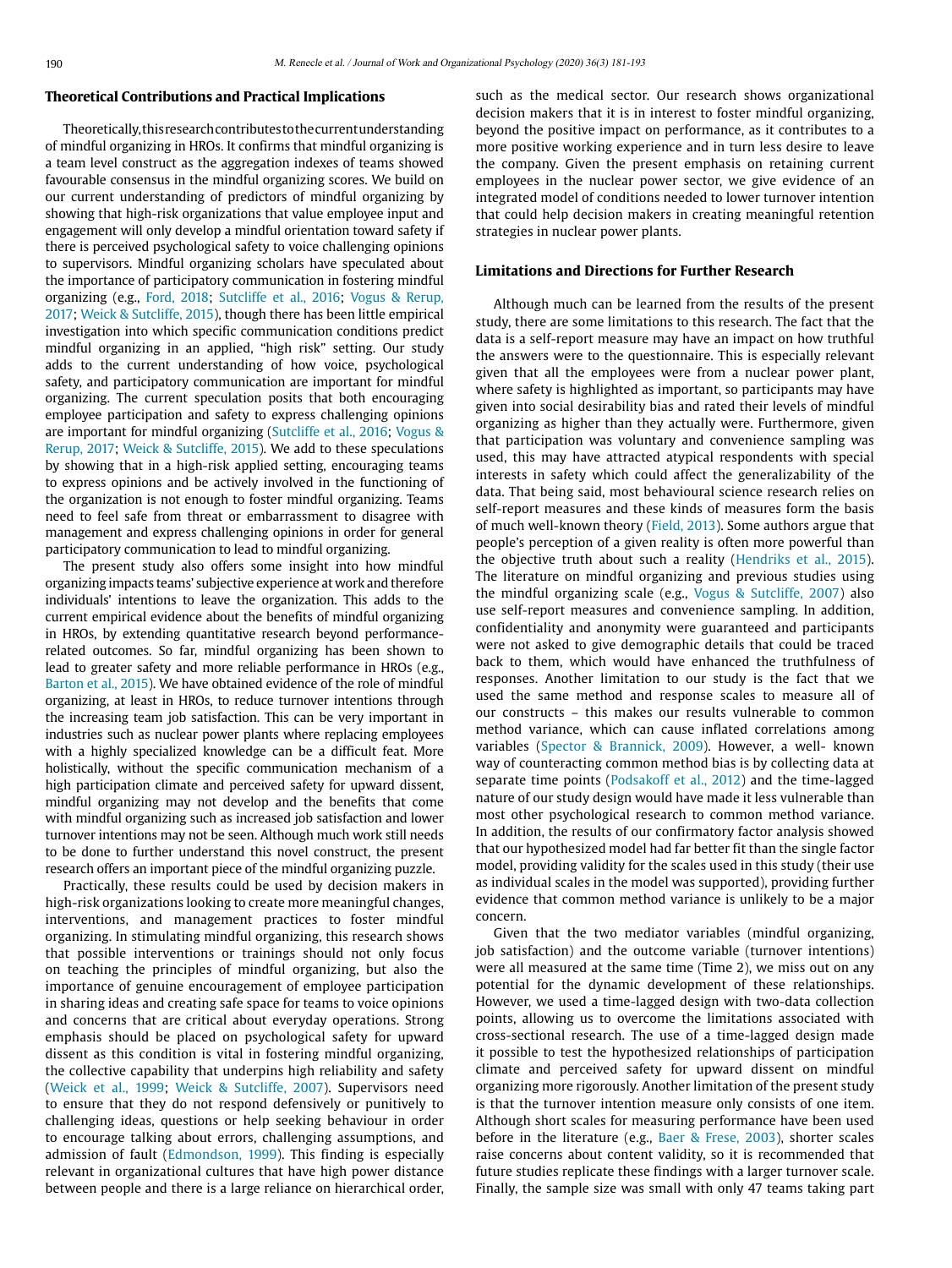## Theoretical Contributions and Practical Implications

Theoretically, this research contributes to the current understanding of mindful organizing in HROs. It confirms that mindful organizing is a team level construct as the aggregation indexes of teams showed favourable consensus in the mindful organizing scores. We build on our current understanding of predictors of mindful organizing by showing that high-risk organizations that value employee input and engagement will only develop a mindful orientation toward safety if there is perceived psychological safety to voice challenging opinions to supervisors. Mindful organizing scholars have speculated about the importance of participatory communication in fostering mindful organizing (e.g., Ford, 2018; Sutcliffe et al., 2016; Vogus & Rerup, 2017; Weick & Sutcliffe, 2015), though there has been little empirical investigation into which specific communication conditions predict mindful organizing in an applied, "high risk" setting. Our study adds to the current understanding of how voice, psychological safety, and participatory communication are important for mindful organizing. The current speculation posits that both encouraging employee participation and safety to express challenging opinions are important for mindful organizing (Sutcliffe et al., 2016; Vogus & Rerup, 2017; Weick & Sutcliffe, 2015). We add to these speculations by showing that in a high-risk applied setting, encouraging teams to express opinions and be actively involved in the functioning of the organization is not enough to foster mindful organizing. Teams need to feel safe from threat or embarrassment to disagree with management and express challenging opinions in order for general participatory communication to lead to mindful organizing.

The present study also offers some insight into how mindful organizing impacts teams' subjective experience at work and therefore individuals' intentions to leave the organization. This adds to the current empirical evidence about the benefits of mindful organizing in HROs, by extending quantitative research beyond performance-related outcomes. So far, mindful organizing has been shown to lead to greater safety and more reliable performance in HROs (e.g., Barton et al., 2015). We have obtained evidence of the role of mindful organizing, at least in HROs, to reduce turnover intentions through the increasing team job satisfaction. This can be very important in industries such as nuclear power plants where replacing employees with a highly specialized knowledge can be a difficult feat. More holistically, without the specific communication mechanism of a high participation climate and perceived safety for upward dissent, mindful organizing may not develop and the benefits that come with mindful organizing such as increased job satisfaction and lower turnover intentions may not be seen. Although much work still needs to be done to further understand this novel construct, the present research offers an important piece of the mindful organizing puzzle.

Practically, these results could be used by decision makers in high-risk organizations looking to create more meaningful changes, interventions, and management practices to foster mindful organizing. In stimulating mindful organizing, this research shows that possible interventions or trainings should not only focus on teaching the principles of mindful organizing, but also the importance of genuine encouragement of employee participation in sharing ideas and creating safe space for teams to voice opinions and concerns that are critical about everyday operations. Strong emphasis should be placed on psychological safety for upward dissent as this condition is vital in fostering mindful organizing, the collective capability that underpins high reliability and safety (Weick et al., 1999; Weick & Sutcliffe, 2007). Supervisors need to ensure that they do not respond defensively or punitively to challenging ideas, questions or help seeking behaviour in order to encourage talking about errors, challenging assumptions, and admission of fault (Edmondson, 1999). This finding is especially relevant in organizational cultures that have high power distance between people and there is a large reliance on hierarchical order, such as the medical sector. Our research shows organizational decision makers that it is in interest to foster mindful organizing, beyond the positive impact on performance, as it contributes to a more positive working experience and in turn less desire to leave the company. Given the present emphasis on retaining current employees in the nuclear power sector, we give evidence of an integrated model of conditions needed to lower turnover intention that could help decision makers in creating meaningful retention strategies in nuclear power plants.

## Limitations and Directions for Further Research

Although much can be learned from the results of the present study, there are some limitations to this research. The fact that the data is a self-report measure may have an impact on how truthful the answers were to the questionnaire. This is especially relevant given that all the employees were from a nuclear power plant, where safety is highlighted as important, so participants may have given into social desirability bias and rated their levels of mindful organizing as higher than they actually were. Furthermore, given that participation was voluntary and convenience sampling was used, this may have attracted atypical respondents with special interests in safety which could affect the generalizability of the data. That being said, most behavioural science research relies on self-report measures and these kinds of measures form the basis of much well-known theory (Field, 2013). Some authors argue that people's perception of a given reality is often more powerful than the objective truth about such a reality (Hendriks et al., 2015). The literature on mindful organizing and previous studies using the mindful organizing scale (e.g., Vogus & Sutcliffe, 2007) also use self-report measures and convenience sampling. In addition, confidentiality and anonymity were guaranteed and participants were not asked to give demographic details that could be traced back to them, which would have enhanced the truthfulness of responses. Another limitation to our study is the fact that we used the same method and response scales to measure all of our constructs – this makes our results vulnerable to common method variance, which can cause inflated correlations among variables (Spector & Brannick, 2009). However, a well- known way of counteracting common method bias is by collecting data at separate time points (Podsakoff et al., 2012) and the time-lagged nature of our study design would have made it less vulnerable than most other psychological research to common method variance. In addition, the results of our confirmatory factor analysis showed that our hypothesized model had far better fit than the single factor model, providing validity for the scales used in this study (their use as individual scales in the model was supported), providing further evidence that common method variance is unlikely to be a major concern.

Given that the two mediator variables (mindful organizing, job satisfaction) and the outcome variable (turnover intentions) were all measured at the same time (Time 2), we miss out on any potential for the dynamic development of these relationships. However, we used a time-lagged design with two-data collection points, allowing us to overcome the limitations associated with cross-sectional research. The use of a time-lagged design made it possible to test the hypothesized relationships of participation climate and perceived safety for upward dissent on mindful organizing more rigorously. Another limitation of the present study is that the turnover intention measure only consists of one item. Although short scales for measuring performance have been used before in the literature (e.g., Baer & Frese, 2003), shorter scales raise concerns about content validity, so it is recommended that future studies replicate these findings with a larger turnover scale. Finally, the sample size was small with only 47 teams taking part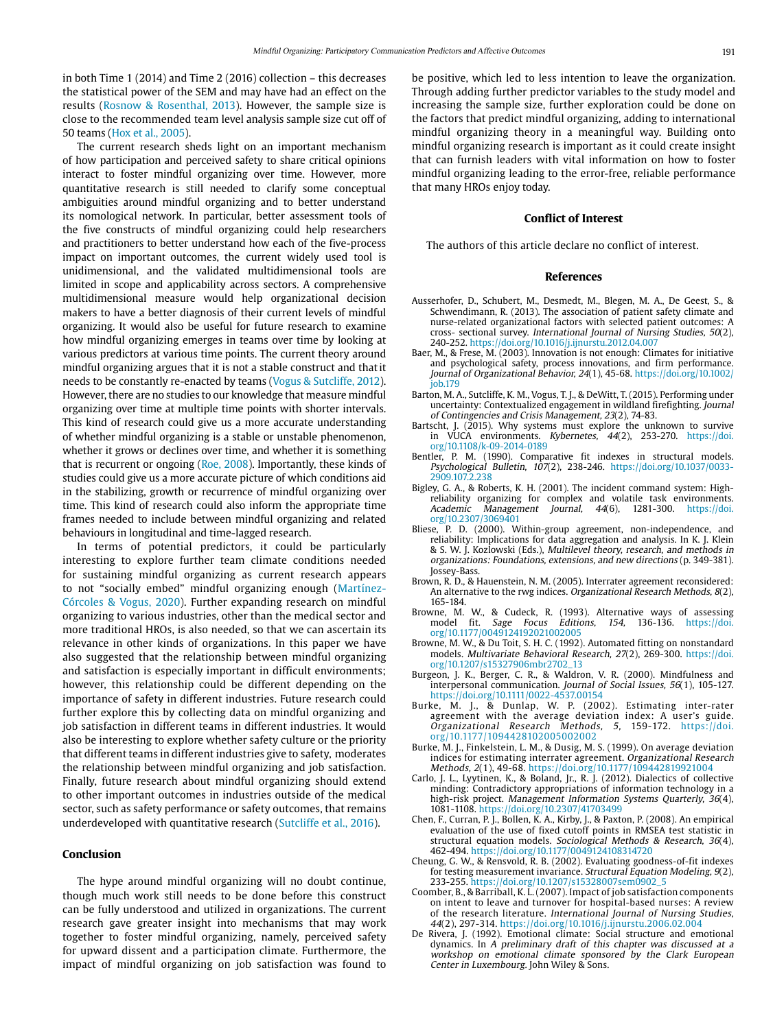in both Time 1 (2014) and Time 2 (2016) collection – this decreases the statistical power of the SEM and may have had an effect on the results (Rosnow & Rosenthal, 2013). However, the sample size is close to the recommended team level analysis sample size cut off of 50 teams (Hox et al., 2005).

The current research sheds light on an important mechanism of how participation and perceived safety to share critical opinions interact to foster mindful organizing over time. However, more quantitative research is still needed to clarify some conceptual ambiguities around mindful organizing and to better understand its nomological network. In particular, better assessment tools of the five constructs of mindful organizing could help researchers and practitioners to better understand how each of the five-process impact on important outcomes, the current widely used tool is unidimensional, and the validated multidimensional tools are limited in scope and applicability across sectors. A comprehensive multidimensional measure would help organizational decision makers to have a better diagnosis of their current levels of mindful organizing. It would also be useful for future research to examine how mindful organizing emerges in teams over time by looking at various predictors at various time points. The current theory around mindful organizing argues that it is not a stable construct and that it needs to be constantly re-enacted by teams (Vogus & Sutcliffe, 2012). However, there are no studies to our knowledge that measure mindful organizing over time at multiple time points with shorter intervals. This kind of research could give us a more accurate understanding of whether mindful organizing is a stable or unstable phenomenon, whether it grows or declines over time, and whether it is something that is recurrent or ongoing (Roe, 2008). Importantly, these kinds of studies could give us a more accurate picture of which conditions aid in the stabilizing, growth or recurrence of mindful organizing over time. This kind of research could also inform the appropriate time frames needed to include between mindful organizing and related behaviours in longitudinal and time-lagged research.

In terms of potential predictors, it could be particularly interesting to explore further team climate conditions needed for sustaining mindful organizing as current research appears to not "socially embed" mindful organizing enough (Martínez-Córcoles & Vogus, 2020). Further expanding research on mindful organizing to various industries, other than the medical sector and more traditional HROs, is also needed, so that we can ascertain its relevance in other kinds of organizations. In this paper we have also suggested that the relationship between mindful organizing and satisfaction is especially important in difficult environments; however, this relationship could be different depending on the importance of safety in different industries. Future research could further explore this by collecting data on mindful organizing and job satisfaction in different teams in different industries. It would also be interesting to explore whether safety culture or the priority that different teams in different industries give to safety, moderates the relationship between mindful organizing and job satisfaction. Finally, future research about mindful organizing should extend to other important outcomes in industries outside of the medical sector, such as safety performance or safety outcomes, that remains underdeveloped with quantitative research (Sutcliffe et al., 2016).

## Conclusion

The hype around mindful organizing will no doubt continue, though much work still needs to be done before this construct can be fully understood and utilized in organizations. The current research gave greater insight into mechanisms that may work together to foster mindful organizing, namely, perceived safety for upward dissent and a participation climate. Furthermore, the impact of mindful organizing on job satisfaction was found to be positive, which led to less intention to leave the organization. Through adding further predictor variables to the study model and increasing the sample size, further exploration could be done on the factors that predict mindful organizing, adding to international mindful organizing theory in a meaningful way. Building onto mindful organizing research is important as it could create insight that can furnish leaders with vital information on how to foster mindful organizing leading to the error-free, reliable performance that many HROs enjoy today.

## Conflict of Interest

The authors of this article declare no conflict of interest.

## References

Ausserhofer, D., Schubert, M., Desmedt, M., Blegen, M. A., De Geest, S., & Schwendimann, R. (2013). The association of patient safety climate and nurse-related organizational factors with selected patient outcomes: A cross- sectional survey. *International Journal of Nursing Studies, 50*(2), 240-252. https://doi.org/10.1016/j.ijnurstu.2012.04.007

Baer, M., & Frese, M. (2003). Innovation is not enough: Climates for initiative and psychological safety, process innovations, and firm performance. *Journal of Organizational Behavior, 24*(1), 45-68. https://doi.org/10.1002/job.179

Barton, M. A., Sutcliffe, K. M., Vogus, T. J., & DeWitt, T. (2015). Performing under uncertainty: Contextualized engagement in wildland firefighting. *Journal of Contingencies and Crisis Management, 23*(2), 74-83.

Bartscht, J. (2015). Why systems must explore the unknown to survive in VUCA environments. *Kybernetes, 44*(2), 253-270. https://doi.org/10.1108/k-09-2014-0189

Bentler, P. M. (1990). Comparative fit indexes in structural models. *Psychological Bulletin, 107*(2), 238-246. https://doi.org/10.1037/0033-2909.107.2.238

Bigley, G. A., & Roberts, K. H. (2001). The incident command system: High-reliability organizing for complex and volatile task environments. *Academic Management Journal, 44*(6), 1281-300. https://doi.org/10.2307/3069401

Bliese, P. D. (2000). Within-group agreement, non-independence, and reliability: Implications for data aggregation and analysis. In K. J. Klein & S. W. J. Kozlowski (Eds.), *Multilevel theory, research, and methods in organizations: Foundations, extensions, and new directions* (p. 349-381). Jossey-Bass.

Brown, R. D., & Hauenstein, N. M. (2005). Interrater agreement reconsidered: An alternative to the rwg indices. *Organizational Research Methods, 8*(2), 165-184.

Browne, M. W., & Cudeck, R. (1993). Alternative ways of assessing model fit. *Sage Focus Editions, 154*, 136-136. https://doi.org/10.1177/0049124192021002005

Browne, M. W., & Du Toit, S. H. C. (1992). Automated fitting on nonstandard models. *Multivariate Behavioral Research, 27*(2), 269-300. https://doi.org/10.1207/s15327906mbr2702_13

Burgeon, J. K., Berger, C. R., & Waldron, V. R. (2000). Mindfulness and interpersonal communication. *Journal of Social Issues, 56*(1), 105-127. https://doi.org/10.1111/0022-4537.00154

Burke, M. J., & Dunlap, W. P. (2002). Estimating inter-rater agreement with the average deviation index: A user's guide. *Organizational Research Methods, 5*, 159-172. https://doi.org/10.1177/1094428102005002002

Burke, M. J., Finkelstein, L. M., & Dusig, M. S. (1999). On average deviation indices for estimating interrater agreement. *Organizational Research Methods, 2*(1), 49-68. https://doi.org/10.1177/109442819921004

Carlo, J. L., Lyytinen, K., & Boland, Jr., R. J. (2012). Dialectics of collective minding: Contradictory appropriations of information technology in a high-risk project. *Management Information Systems Quarterly, 36*(4), 1081-1108. https://doi.org/10.2307/41703499

Chen, F., Curran, P. J., Bollen, K. A., Kirby, J., & Paxton, P. (2008). An empirical evaluation of the use of fixed cutoff points in RMSEA test statistic in structural equation models. *Sociological Methods & Research, 36*(4), 462-494. https://doi.org/10.1177/0049124108314720

Cheung, G. W., & Rensvold, R. B. (2002). Evaluating goodness-of-fit indexes for testing measurement invariance. *Structural Equation Modeling, 9*(2), 233-255. https://doi.org/10.1207/s15328007sem0902_5

Coomber, B., & Barriball, K. L. (2007). Impact of job satisfaction components on intent to leave and turnover for hospital-based nurses: A review of the research literature. *International Journal of Nursing Studies, 44*(2), 297-314. https://doi.org/10.1016/j.ijnurstu.2006.02.004

De Rivera, J. (1992). Emotional climate: Social structure and emotional dynamics. In *A preliminary draft of this chapter was discussed at a workshop on emotional climate sponsored by the Clark European Center in Luxembourg.* John Wiley & Sons.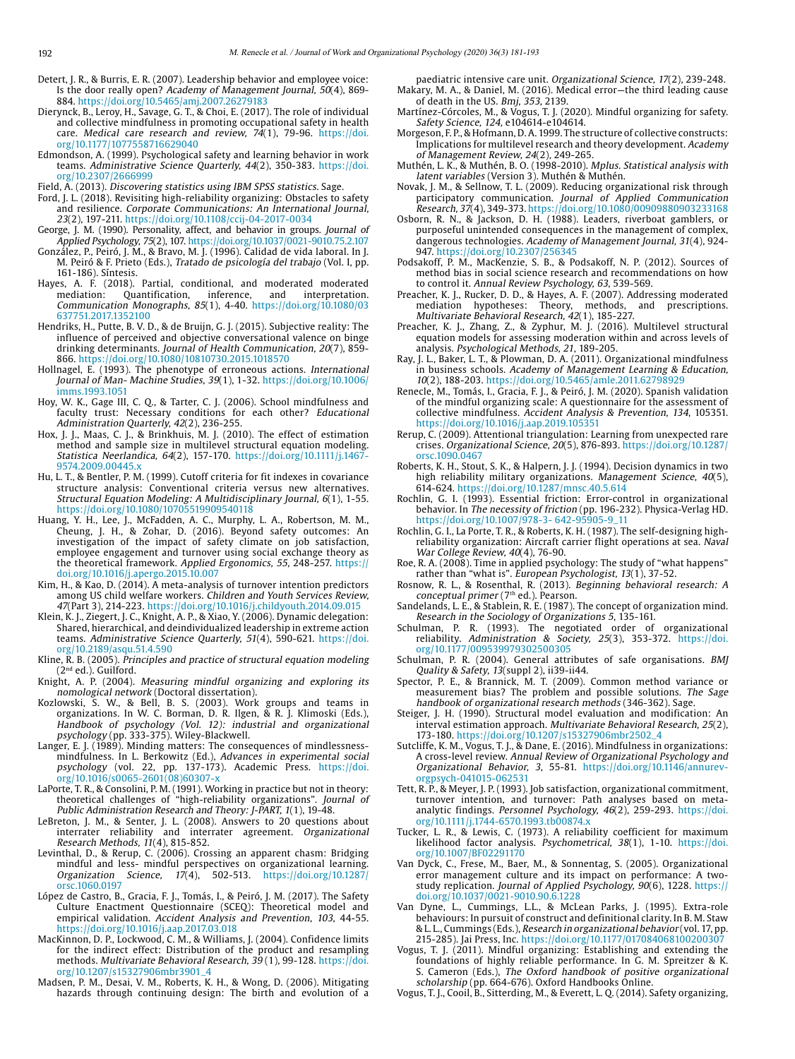Detert, J. R., & Burris, E. R. (2007). Leadership behavior and employee voice: Is the door really open? *Academy of Management Journal, 50*(4), 869-884. https://doi.org/10.5465/amj.2007.26279183

Dierynck, B., Leroy, H., Savage, G. T., & Choi, E. (2017). The role of individual and collective mindfulness in promoting occupational safety in health care. *Medical care research and review, 74*(1), 79-96. https://doi.org/10.1177/1077558716629040

Edmondson, A. (1999). Psychological safety and learning behavior in work teams. *Administrative Science Quarterly, 44*(2), 350-383. https://doi.org/10.2307/2666999

Field, A. (2013). *Discovering statistics using IBM SPSS statistics*. Sage.

Ford, J. L. (2018). Revisiting high-reliability organizing: Obstacles to safety and resilience. *Corporate Communications: An International Journal, 23*(2), 197-211. https://doi.org/10.1108/ccij-04-2017-0034

George, J. M. (1990). Personality, affect, and behavior in groups. *Journal of Applied Psychology, 75*(2), 107. https://doi.org/10.1037/0021-9010.75.2.107

González, P., Peiró, J. M., & Bravo, M. J. (1996). Calidad de vida laboral. In J. M. Peiró & F. Prieto (Eds.), *Tratado de psicología del trabajo* (Vol. I, pp. 161-186). Síntesis.

Hayes, A. F. (2018). Partial, conditional, and moderated moderated mediation: Quantification, inference, and interpretation. *Communication Monographs, 85*(1), 4-40. https://doi.org/10.1080/03637751.2017.1352100

Hendriks, H., Putte, B. V. D., & de Bruijn, G. J. (2015). Subjective reality: The influence of perceived and objective conversational valence on binge drinking determinants. *Journal of Health Communication, 20*(7), 859-866. https://doi.org/10.1080/10810730.2015.1018570

Hollnagel, E. (1993). The phenotype of erroneous actions. *International Journal of Man- Machine Studies, 39*(1), 1-32. https://doi.org/10.1006/imms.1993.1051

Hoy, W. K., Gage III, C. Q., & Tarter, C. J. (2006). School mindfulness and faculty trust: Necessary conditions for each other? *Educational Administration Quarterly, 42*(2), 236-255.

Hox, J. J., Maas, C. J., & Brinkhuis, M. J. (2010). The effect of estimation method and sample size in multilevel structural equation modeling. *Statistica Neerlandica, 64*(2), 157-170. https://doi.org/10.1111/j.1467-9574.2009.00445.x

Hu, L. T., & Bentler, P. M. (1999). Cutoff criteria for fit indexes in covariance structure analysis: Conventional criteria versus new alternatives. *Structural Equation Modeling: A Multidisciplinary Journal, 6*(1), 1-55. https://doi.org/10.1080/10705519909540118

Huang, Y. H., Lee, J., McFadden, A. C., Murphy, L. A., Robertson, M. M., Cheung, J. H., & Zohar, D. (2016). Beyond safety outcomes: An investigation of the impact of safety climate on job satisfaction, employee engagement and turnover using social exchange theory as the theoretical framework. *Applied Ergonomics, 55*, 248-257. https://doi.org/10.1016/j.apergo.2015.10.007

Kim, H., & Kao, D. (2014). A meta-analysis of turnover intention predictors among US child welfare workers. *Children and Youth Services Review, 47*(Part 3), 214-223. https://doi.org/10.1016/j.childyouth.2014.09.015

Klein, K. J., Ziegert, J. C., Knight, A. P., & Xiao, Y. (2006). Dynamic delegation: Shared, hierarchical, and deindividualized leadership in extreme action teams. *Administrative Science Quarterly, 51*(4), 590-621. https://doi.org/10.2189/asqu.51.4.590

Kline, R. B. (2005). *Principles and practice of structural equation modeling* (2nd ed.). Guilford.

Knight, A. P. (2004). *Measuring mindful organizing and exploring its nomological network* (Doctoral dissertation).

Kozlowski, S. W., & Bell, B. S. (2003). Work groups and teams in organizations. In W. C. Borman, D. R. Ilgen, & R. J. Klimoski (Eds.), *Handbook of psychology (Vol. 12): industrial and organizational psychology* (pp. 333-375). Wiley-Blackwell.

Langer, E. J. (1989). Minding matters: The consequences of mindlessness-mindfulness. In L. Berkowitz (Ed.), *Advances in experimental social psychology* (vol. 22, pp. 137-173). Academic Press. https://doi.org/10.1016/s0065-2601(08)60307-x

LaPorte, T. R., & Consolini, P. M. (1991). Working in practice but not in theory: theoretical challenges of "high-reliability organizations". *Journal of Public Administration Research and Theory: J-PART, 1*(1), 19-48.

LeBreton, J. M., & Senter, J. L. (2008). Answers to 20 questions about interrater reliability and interrater agreement. *Organizational Research Methods, 11*(4), 815-852.

Levinthal, D., & Rerup, C. (2006). Crossing an apparent chasm: Bridging mindful and less- mindful perspectives on organizational learning. *Organization Science, 17*(4), 502-513. https://doi.org/10.1287/orsc.1060.0197

López de Castro, B., Gracia, F. J., Tomás, I., & Peiró, J. M. (2017). The Safety Culture Enactment Questionnaire (SCEQ): Theoretical model and empirical validation. *Accident Analysis and Prevention, 103*, 44-55. https://doi.org/10.1016/j.aap.2017.03.018

MacKinnon, D. P., Lockwood, C. M., & Williams, J. (2004). Confidence limits for the indirect effect: Distribution of the product and resampling methods. *Multivariate Behavioral Research, 39* (1), 99-128. https://doi.org/10.1207/s15327906mbr3901_4

Madsen, P. M., Desai, V. M., Roberts, K. H., & Wong, D. (2006). Mitigating hazards through continuing design: The birth and evolution of a paediatric intensive care unit. *Organizational Science, 17*(2), 239-248.

Makary, M. A., & Daniel, M. (2016). Medical error—the third leading cause of death in the US. *Bmj, 353*, 2139.

Martínez-Córcoles, M., & Vogus, T. J. (2020). Mindful organizing for safety. *Safety Science, 124*, e104614-e104614.

Morgeson, F. P., & Hofmann, D. A. 1999. The structure of collective constructs: Implications for multilevel research and theory development. *Academy of Management Review, 24*(2), 249-265.

Muthén, L. K., & Muthén, B. O. (1998-2010). *Mplus. Statistical analysis with latent variables* (Version 3). Muthén & Muthén.

Novak, J. M., & Sellnow, T. L. (2009). Reducing organizational risk through participatory communication. *Journal of Applied Communication Research, 37*(4), 349-373. https://doi.org/10.1080/00909880903233168

Osborn, R. N., & Jackson, D. H. (1988). Leaders, riverboat gamblers, or purposeful unintended consequences in the management of complex, dangerous technologies. *Academy of Management Journal, 31*(4), 924-947. https://doi.org/10.2307/256345

Podsakoff, P. M., MacKenzie, S. B., & Podsakoff, N. P. (2012). Sources of method bias in social science research and recommendations on how to control it. *Annual Review Psychology, 63*, 539-569.

Preacher, K. J., Rucker, D. D., & Hayes, A. F. (2007). Addressing moderated mediation hypotheses: Theory, methods, and prescriptions. *Multivariate Behavioral Research, 42*(1), 185-227.

Preacher, K. J., Zhang, Z., & Zyphur, M. J. (2016). Multilevel structural equation models for assessing moderation within and across levels of analysis. *Psychological Methods, 21*, 189-205.

Ray, J. L., Baker, L. T., & Plowman, D. A. (2011). Organizational mindfulness in business schools. *Academy of Management Learning & Education, 10*(2), 188-203. https://doi.org/10.5465/amle.2011.62798929

Renecle, M., Tomás, I., Gracia, F. J., & Peiró, J. M. (2020). Spanish validation of the mindful organizing scale: A questionnaire for the assessment of collective mindfulness. *Accident Analysis & Prevention, 134*, 105351. https://doi.org/10.1016/j.aap.2019.105351

Rerup, C. (2009). Attentional triangulation: Learning from unexpected rare crises. *Organizational Science, 20*(5), 876-893. https://doi.org/10.1287/orsc.1090.0467

Roberts, K. H., Stout, S. K., & Halpern, J. J. (1994). Decision dynamics in two high reliability military organizations. *Management Science, 40*(5), 614-624. https://doi.org/10.1287/mnsc.40.5.614

Rochlin, G. I. (1993). Essential friction: Error-control in organizational behavior. In *The necessity of friction* (pp. 196-232). Physica-Verlag HD. https://doi.org/10.1007/978-3- 642-95905-9_11

Rochlin, G. I., La Porte, T. R., & Roberts, K. H. (1987). The self-designing high-reliability organization: Aircraft carrier flight operations at sea. *Naval War College Review, 40*(4), 76-90.

Roe, R. A. (2008). Time in applied psychology: The study of "what happens" rather than "what is". *European Psychologist, 13*(1), 37-52.

Rosnow, R. L., & Rosenthal, R. (2013). *Beginning behavioral research: A conceptual primer* (7th ed.). Pearson.

Sandelands, L. E., & Stablein, R. E. (1987). The concept of organization mind. *Research in the Sociology of Organizations 5*, 135-161.

Schulman, P. R. (1993). The negotiated order of organizational reliability. *Administration & Society, 25*(3), 353-372. https://doi.org/10.1177/009539979302500305

Schulman, P. R. (2004). General attributes of safe organisations. *BMJ Quality & Safety, 13*(suppl 2), ii39-ii44.

Spector, P. E., & Brannick, M. T. (2009). Common method variance or measurement bias? The problem and possible solutions. *The Sage handbook of organizational research methods* (346-362). Sage.

Steiger, J. H. (1990). Structural model evaluation and modification: An interval estimation approach. *Multivariate Behavioral Research, 25*(2), 173-180. https://doi.org/10.1207/s15327906mbr2502_4

Sutcliffe, K. M., Vogus, T. J., & Dane, E. (2016). Mindfulness in organizations: A cross-level review. *Annual Review of Organizational Psychology and Organizational Behavior, 3*, 55-81. https://doi.org/10.1146/annurev-orgpsych-041015-062531

Tett, R. P., & Meyer, J. P. (1993). Job satisfaction, organizational commitment, turnover intention, and turnover: Path analyses based on meta-analytic findings. *Personnel Psychology, 46*(2), 259-293. https://doi.org/10.1111/j.1744-6570.1993.tb00874.x

Tucker, L. R., & Lewis, C. (1973). A reliability coefficient for maximum likelihood factor analysis. *Psychometrical, 38*(1), 1-10. https://doi.org/10.1007/BF02291170

Van Dyck, C., Frese, M., Baer, M., & Sonnentag, S. (2005). Organizational error management culture and its impact on performance: A two-study replication. *Journal of Applied Psychology, 90*(6), 1228. https://doi.org/10.1037/0021-9010.90.6.1228

Van Dyne, L., Cummings, L.L., & McLean Parks, J. (1995). Extra-role behaviours: In pursuit of construct and definitional clarity. In B. M. Staw & L. L., Cummings (Eds.), *Research in organizational behavior* (vol. 17, pp. 215-285). Jai Press, Inc. https://doi.org/10.1177/017084068100200307

Vogus, T. J. (2011). Mindful organizing: Establishing and extending the foundations of highly reliable performance. In G. M. Spreitzer & K. S. Cameron (Eds.), *The Oxford handbook of positive organizational scholarship* (pp. 664-676). Oxford Handbooks Online.

Vogus, T. J., Cooil, B., Sitterding, M., & Everett, L. Q. (2014). Safety organizing,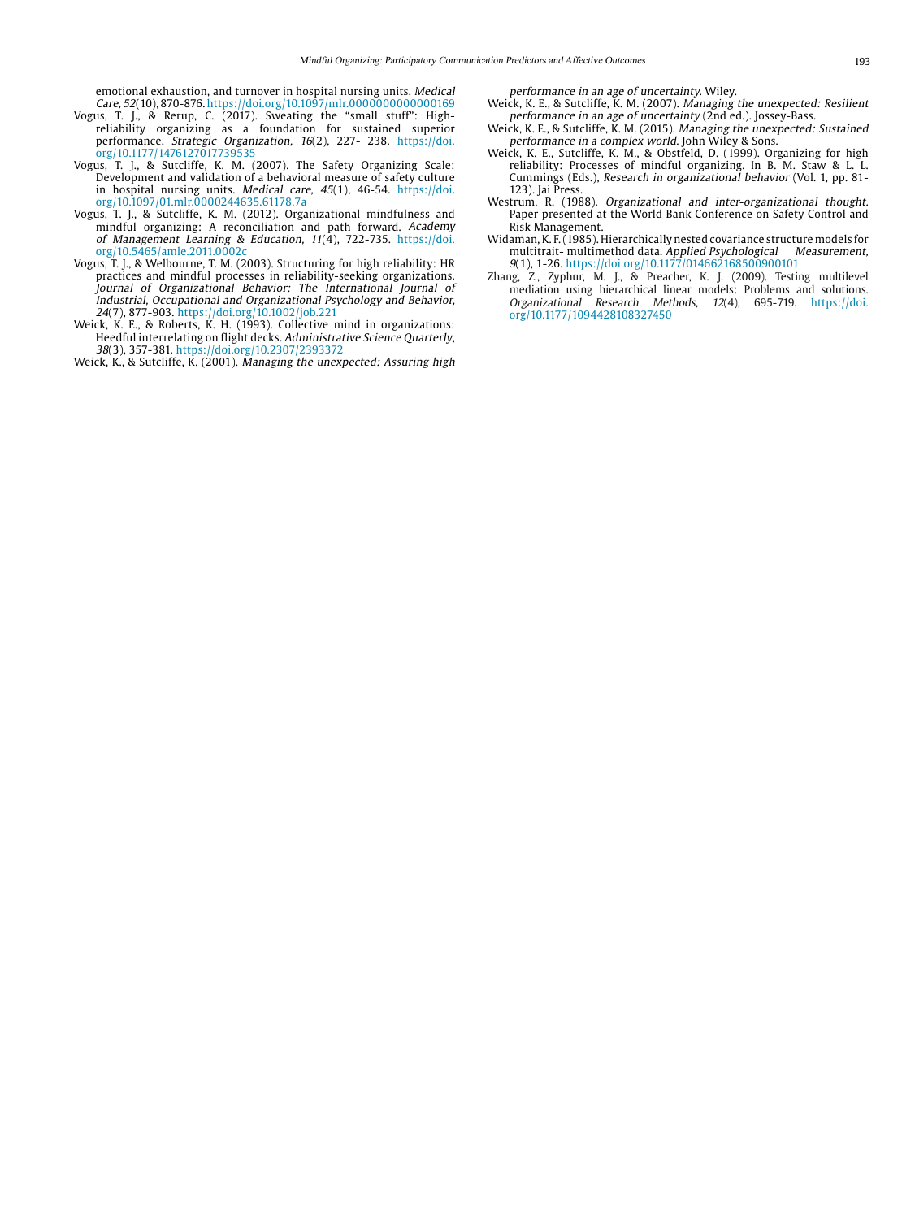emotional exhaustion, and turnover in hospital nursing units. *Medical Care*, *52*(10), 870-876. https://doi.org/10.1097/mlr.0000000000000169

Vogus, T. J., & Rerup, C. (2017). Sweating the "small stuff": High-reliability organizing as a foundation for sustained superior performance. *Strategic Organization*, *16*(2), 227- 238. https://doi.org/10.1177/1476127017739535

Vogus, T. J., & Sutcliffe, K. M. (2007). The Safety Organizing Scale: Development and validation of a behavioral measure of safety culture in hospital nursing units. *Medical care*, *45*(1), 46-54. https://doi.org/10.1097/01.mlr.0000244635.61178.7a

Vogus, T. J., & Sutcliffe, K. M. (2012). Organizational mindfulness and mindful organizing: A reconciliation and path forward. *Academy of Management Learning & Education*, *11*(4), 722-735. https://doi.org/10.5465/amle.2011.0002c

Vogus, T. J., & Welbourne, T. M. (2003). Structuring for high reliability: HR practices and mindful processes in reliability-seeking organizations. *Journal of Organizational Behavior: The International Journal of Industrial, Occupational and Organizational Psychology and Behavior*, *24*(7), 877-903. https://doi.org/10.1002/job.221

Weick, K. E., & Roberts, K. H. (1993). Collective mind in organizations: Heedful interrelating on flight decks. *Administrative Science Quarterly*, *38*(3), 357-381. https://doi.org/10.2307/2393372

Weick, K., & Sutcliffe, K. (2001). *Managing the unexpected: Assuring high performance in an age of uncertainty*. Wiley.

Weick, K. E., & Sutcliffe, K. M. (2007). *Managing the unexpected: Resilient performance in an age of uncertainty* (2nd ed.). Jossey-Bass.

Weick, K. E., & Sutcliffe, K. M. (2015). *Managing the unexpected: Sustained performance in a complex world*. John Wiley & Sons.

Weick, K. E., Sutcliffe, K. M., & Obstfeld, D. (1999). Organizing for high reliability: Processes of mindful organizing. In B. M. Staw & L. L. Cummings (Eds.), *Research in organizational behavior* (Vol. 1, pp. 81-123). Jai Press.

Westrum, R. (1988). *Organizational and inter-organizational thought*. Paper presented at the World Bank Conference on Safety Control and Risk Management.

Widaman, K. F. (1985). Hierarchically nested covariance structure models for multitrait- multimethod data. *Applied Psychological Measurement*, *9*(1), 1-26. https://doi.org/10.1177/014662168500900101

Zhang, Z., Zyphur, M. J., & Preacher, K. J. (2009). Testing multilevel mediation using hierarchical linear models: Problems and solutions. *Organizational Research Methods*, *12*(4), 695-719. https://doi.org/10.1177/1094428108327450